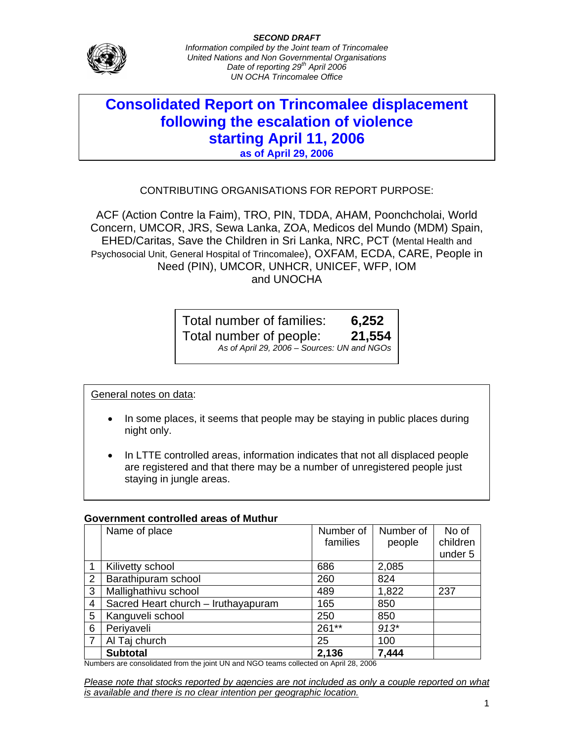***SECOND DRAFT***
*Information compiled by the Joint team of Trincomalee*
*United Nations and Non Governmental Organisations*
*Date of reporting 29th April 2006*
*UN OCHA Trincomalee Office*

# Consolidated Report on Trincomalee displacement following the escalation of violence starting April 11, 2006

**as of April 29, 2006**

CONTRIBUTING ORGANISATIONS FOR REPORT PURPOSE:

ACF (Action Contre la Faim), TRO, PIN, TDDA, AHAM, Poonchcholai, World Concern, UMCOR, JRS, Sewa Lanka, ZOA, Medicos del Mundo (MDM) Spain, EHED/Caritas, Save the Children in Sri Lanka, NRC, PCT (Mental Health and Psychosocial Unit, General Hospital of Trincomalee), OXFAM, ECDA, CARE, People in Need (PIN), UMCOR, UNHCR, UNICEF, WFP, IOM and UNOCHA

| | |
|---|---|
| Total number of families: | **6,252** |
| Total number of people: | **21,554** |

*As of April 29, 2006 – Sources: UN and NGOs*

General notes on data:

- In some places, it seems that people may be staying in public places during night only.
- In LTTE controlled areas, information indicates that not all displaced people are registered and that there may be a number of unregistered people just staying in jungle areas.

**Government controlled areas of Muthur**

| | Name of place | Number of families | Number of people | No of children under 5 |
|---|---|---|---|---|
| 1 | Kilivetty school | 686 | 2,085 | |
| 2 | Barathipuram school | 260 | 824 | |
| 3 | Mallighathivu school | 489 | 1,822 | 237 |
| 4 | Sacred Heart church – Iruthayapuram | 165 | 850 | |
| 5 | Kanguveli school | 250 | 850 | |
| 6 | Periyaveli | 261** | *913** | |
| 7 | Al Taj church | 25 | 100 | |
| | **Subtotal** | **2,136** | **7,444** | |

Numbers are consolidated from the joint UN and NGO teams collected on April 28, 2006

*Please note that stocks reported by agencies are not included as only a couple reported on what is available and there is no clear intention per geographic location.*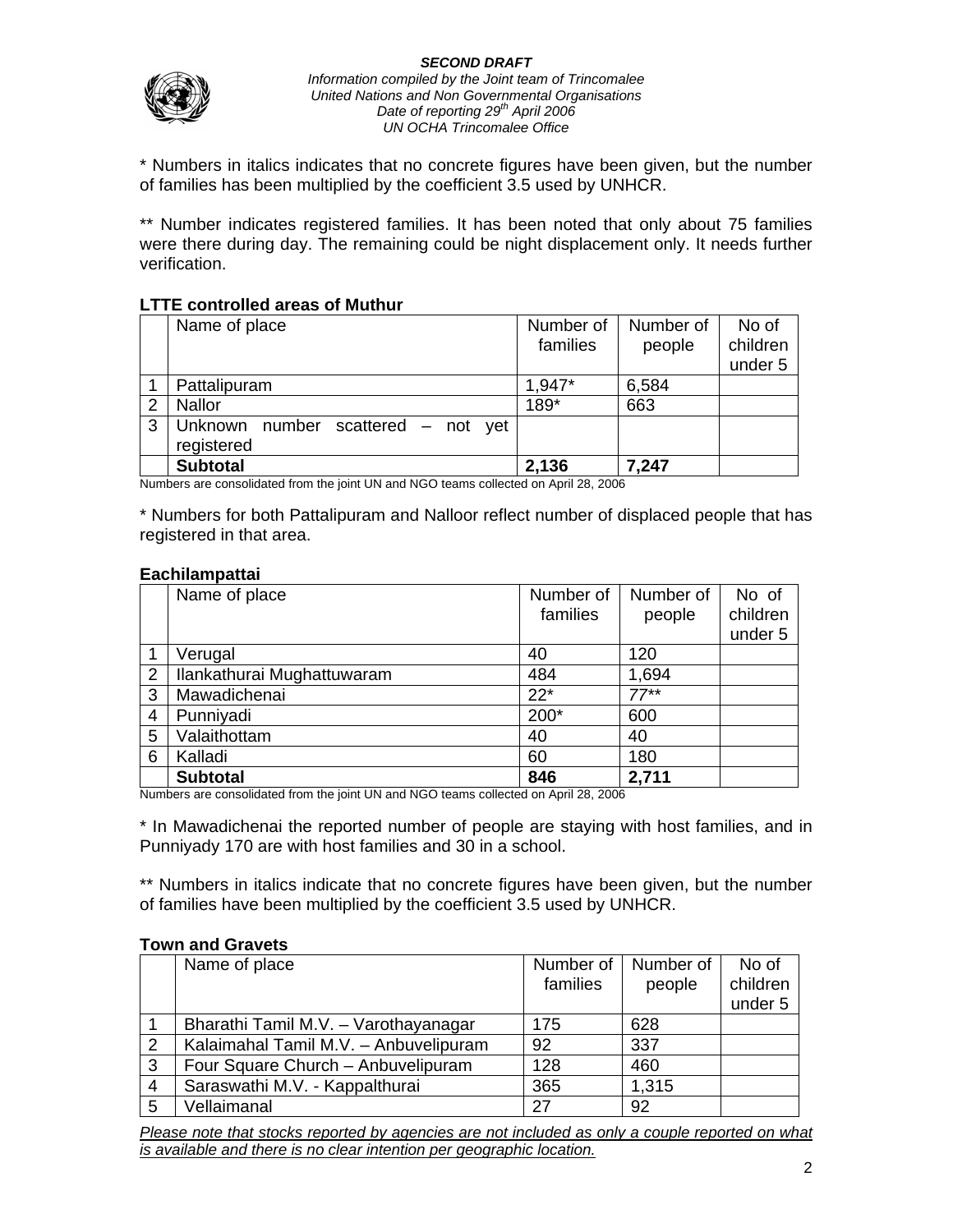\* Numbers in italics indicates that no concrete figures have been given, but the number of families has been multiplied by the coefficient 3.5 used by UNHCR.

\*\* Number indicates registered families. It has been noted that only about 75 families were there during day. The remaining could be night displacement only. It needs further verification.

**LTTE controlled areas of Muthur**

| | Name of place | Number of families | Number of people | No of children under 5 |
|---|---|---|---|---|
| 1 | Pattalipuram | 1,947* | 6,584 | |
| 2 | Nallor | 189* | 663 | |
| 3 | Unknown number scattered – not yet registered | | | |
| | **Subtotal** | **2,136** | **7,247** | |

Numbers are consolidated from the joint UN and NGO teams collected on April 28, 2006

\* Numbers for both Pattalipuram and Nalloor reflect number of displaced people that has registered in that area.

**Eachilampattai**

| | Name of place | Number of families | Number of people | No of children under 5 |
|---|---|---|---|---|
| 1 | Verugal | 40 | 120 | |
| 2 | Ilankathurai Mughattuwaram | 484 | 1,694 | |
| 3 | Mawadichenai | 22* | *77*** | |
| 4 | Punniyadi | 200* | 600 | |
| 5 | Valaithottam | 40 | 40 | |
| 6 | Kalladi | 60 | 180 | |
| | **Subtotal** | **846** | **2,711** | |

Numbers are consolidated from the joint UN and NGO teams collected on April 28, 2006

\* In Mawadichenai the reported number of people are staying with host families, and in Punniyady 170 are with host families and 30 in a school.

\*\* Numbers in italics indicate that no concrete figures have been given, but the number of families have been multiplied by the coefficient 3.5 used by UNHCR.

**Town and Gravets**

| | Name of place | Number of families | Number of people | No of children under 5 |
|---|---|---|---|---|
| 1 | Bharathi Tamil M.V. – Varothayanagar | 175 | 628 | |
| 2 | Kalaimahal Tamil M.V. – Anbuvelipuram | 92 | 337 | |
| 3 | Four Square Church – Anbuvelipuram | 128 | 460 | |
| 4 | Saraswathi M.V. - Kappalthurai | 365 | 1,315 | |
| 5 | Vellaimanal | 27 | 92 | |

*Please note that stocks reported by agencies are not included as only a couple reported on what is available and there is no clear intention per geographic location.*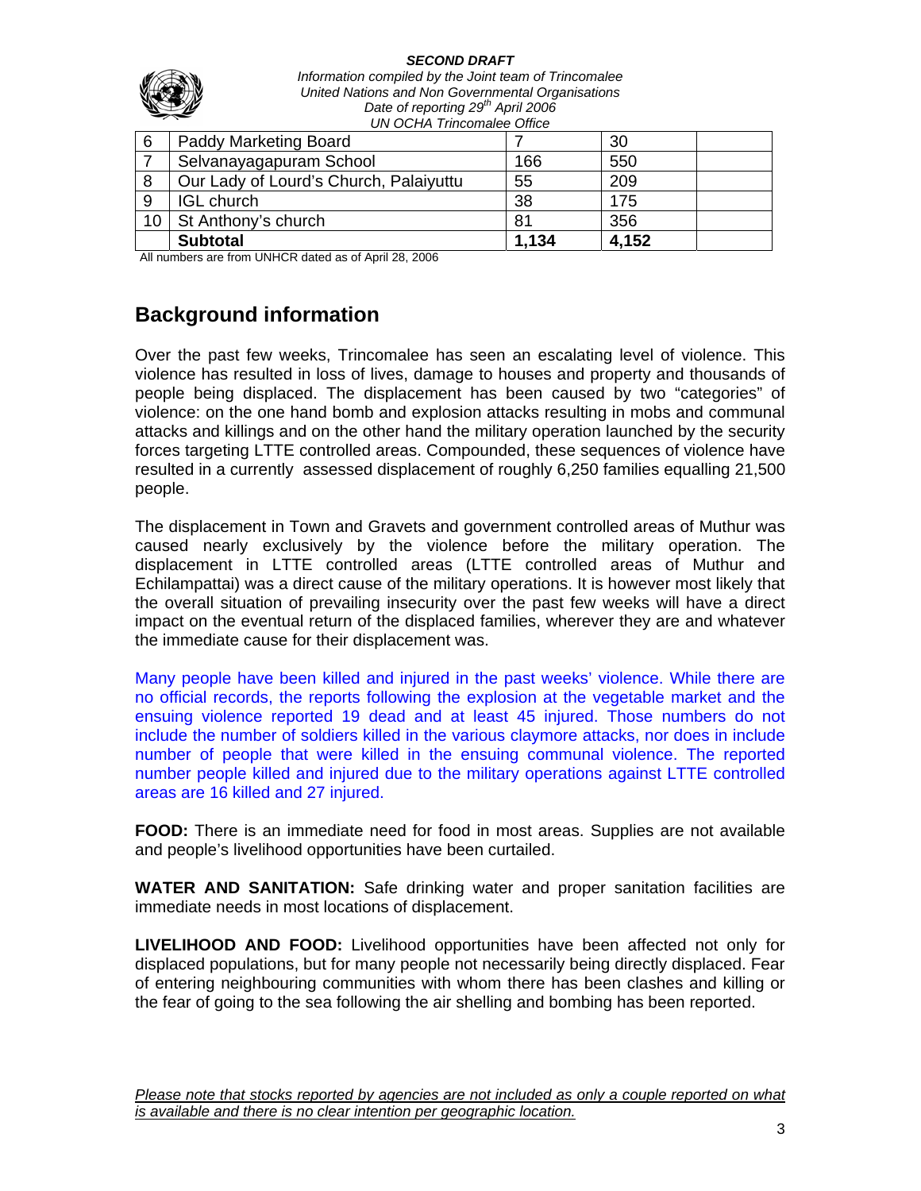| 6 | Paddy Marketing Board | 7 | 30 | |
|---|---|---|---|---|
| 7 | Selvanayagapuram School | 166 | 550 | |
| 8 | Our Lady of Lourd's Church, Palaiyuttu | 55 | 209 | |
| 9 | IGL church | 38 | 175 | |
| 10 | St Anthony's church | 81 | 356 | |
| | **Subtotal** | **1,134** | **4,152** | |

All numbers are from UNHCR dated as of April 28, 2006

## Background information

Over the past few weeks, Trincomalee has seen an escalating level of violence. This violence has resulted in loss of lives, damage to houses and property and thousands of people being displaced. The displacement has been caused by two "categories" of violence: on the one hand bomb and explosion attacks resulting in mobs and communal attacks and killings and on the other hand the military operation launched by the security forces targeting LTTE controlled areas. Compounded, these sequences of violence have resulted in a currently assessed displacement of roughly 6,250 families equalling 21,500 people.

The displacement in Town and Gravets and government controlled areas of Muthur was caused nearly exclusively by the violence before the military operation. The displacement in LTTE controlled areas (LTTE controlled areas of Muthur and Echilampattai) was a direct cause of the military operations. It is however most likely that the overall situation of prevailing insecurity over the past few weeks will have a direct impact on the eventual return of the displaced families, wherever they are and whatever the immediate cause for their displacement was.

Many people have been killed and injured in the past weeks' violence. While there are no official records, the reports following the explosion at the vegetable market and the ensuing violence reported 19 dead and at least 45 injured. Those numbers do not include the number of soldiers killed in the various claymore attacks, nor does in include number of people that were killed in the ensuing communal violence. The reported number people killed and injured due to the military operations against LTTE controlled areas are 16 killed and 27 injured.

**FOOD:** There is an immediate need for food in most areas. Supplies are not available and people's livelihood opportunities have been curtailed.

**WATER AND SANITATION:** Safe drinking water and proper sanitation facilities are immediate needs in most locations of displacement.

**LIVELIHOOD AND FOOD:** Livelihood opportunities have been affected not only for displaced populations, but for many people not necessarily being directly displaced. Fear of entering neighbouring communities with whom there has been clashes and killing or the fear of going to the sea following the air shelling and bombing has been reported.

*Please note that stocks reported by agencies are not included as only a couple reported on what is available and there is no clear intention per geographic location.*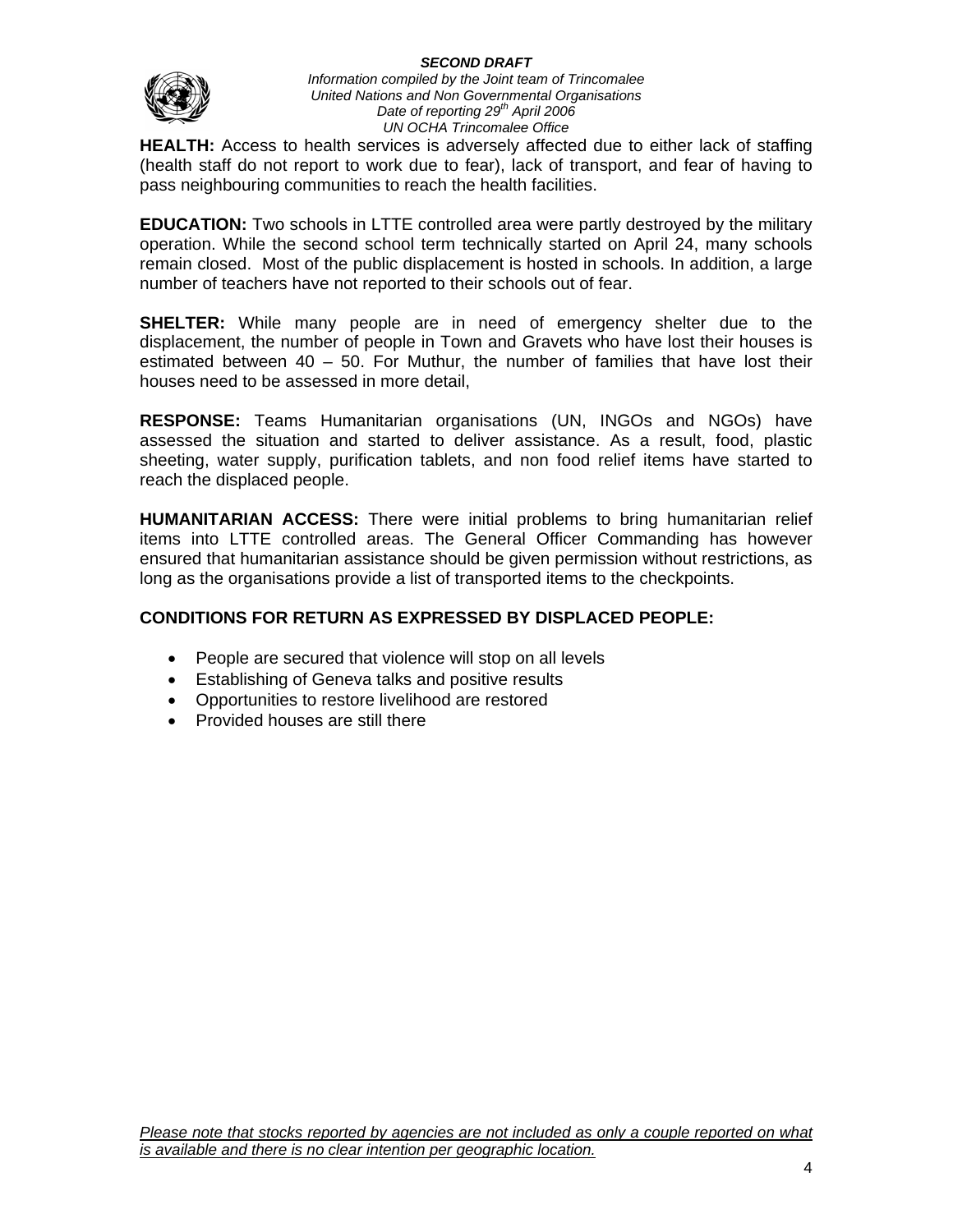**HEALTH:** Access to health services is adversely affected due to either lack of staffing (health staff do not report to work due to fear), lack of transport, and fear of having to pass neighbouring communities to reach the health facilities.

**EDUCATION:** Two schools in LTTE controlled area were partly destroyed by the military operation. While the second school term technically started on April 24, many schools remain closed. Most of the public displacement is hosted in schools. In addition, a large number of teachers have not reported to their schools out of fear.

**SHELTER:** While many people are in need of emergency shelter due to the displacement, the number of people in Town and Gravets who have lost their houses is estimated between 40 – 50. For Muthur, the number of families that have lost their houses need to be assessed in more detail,

**RESPONSE:** Teams Humanitarian organisations (UN, INGOs and NGOs) have assessed the situation and started to deliver assistance. As a result, food, plastic sheeting, water supply, purification tablets, and non food relief items have started to reach the displaced people.

**HUMANITARIAN ACCESS:** There were initial problems to bring humanitarian relief items into LTTE controlled areas. The General Officer Commanding has however ensured that humanitarian assistance should be given permission without restrictions, as long as the organisations provide a list of transported items to the checkpoints.

**CONDITIONS FOR RETURN AS EXPRESSED BY DISPLACED PEOPLE:**

- People are secured that violence will stop on all levels
- Establishing of Geneva talks and positive results
- Opportunities to restore livelihood are restored
- Provided houses are still there

*Please note that stocks reported by agencies are not included as only a couple reported on what is available and there is no clear intention per geographic location.*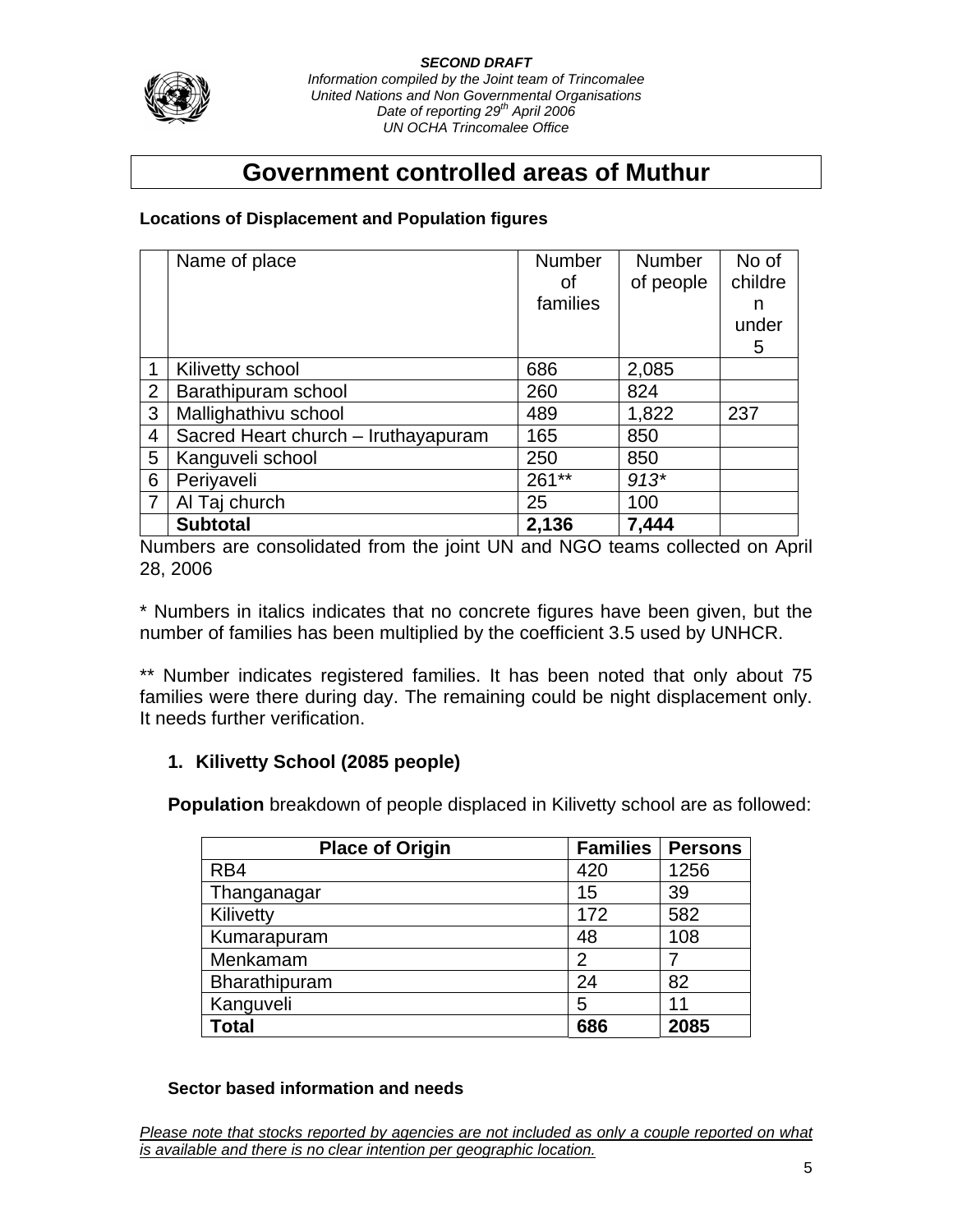*SECOND DRAFT*
*Information compiled by the Joint team of Trincomalee*
*United Nations and Non Governmental Organisations*
*Date of reporting 29th April 2006*
*UN OCHA Trincomalee Office*

# Government controlled areas of Muthur

**Locations of Displacement and Population figures**

| | Name of place | Number of families | Number of people | No of children under 5 |
|---|---|---|---|---|
| 1 | Kilivetty school | 686 | 2,085 | |
| 2 | Barathipuram school | 260 | 824 | |
| 3 | Mallighathivu school | 489 | 1,822 | 237 |
| 4 | Sacred Heart church – Iruthayapuram | 165 | 850 | |
| 5 | Kanguveli school | 250 | 850 | |
| 6 | Periyaveli | 261** | *913** | |
| 7 | Al Taj church | 25 | 100 | |
| | **Subtotal** | **2,136** | **7,444** | |

Numbers are consolidated from the joint UN and NGO teams collected on April 28, 2006

* Numbers in italics indicates that no concrete figures have been given, but the number of families has been multiplied by the coefficient 3.5 used by UNHCR.

** Number indicates registered families. It has been noted that only about 75 families were there during day. The remaining could be night displacement only. It needs further verification.

### 1. Kilivetty School (2085 people)

**Population** breakdown of people displaced in Kilivetty school are as followed:

| Place of Origin | Families | Persons |
|---|---|---|
| RB4 | 420 | 1256 |
| Thanganagar | 15 | 39 |
| Kilivetty | 172 | 582 |
| Kumarapuram | 48 | 108 |
| Menkamam | 2 | 7 |
| Bharathipuram | 24 | 82 |
| Kanguveli | 5 | 11 |
| **Total** | **686** | **2085** |

**Sector based information and needs**

*Please note that stocks reported by agencies are not included as only a couple reported on what is available and there is no clear intention per geographic location.*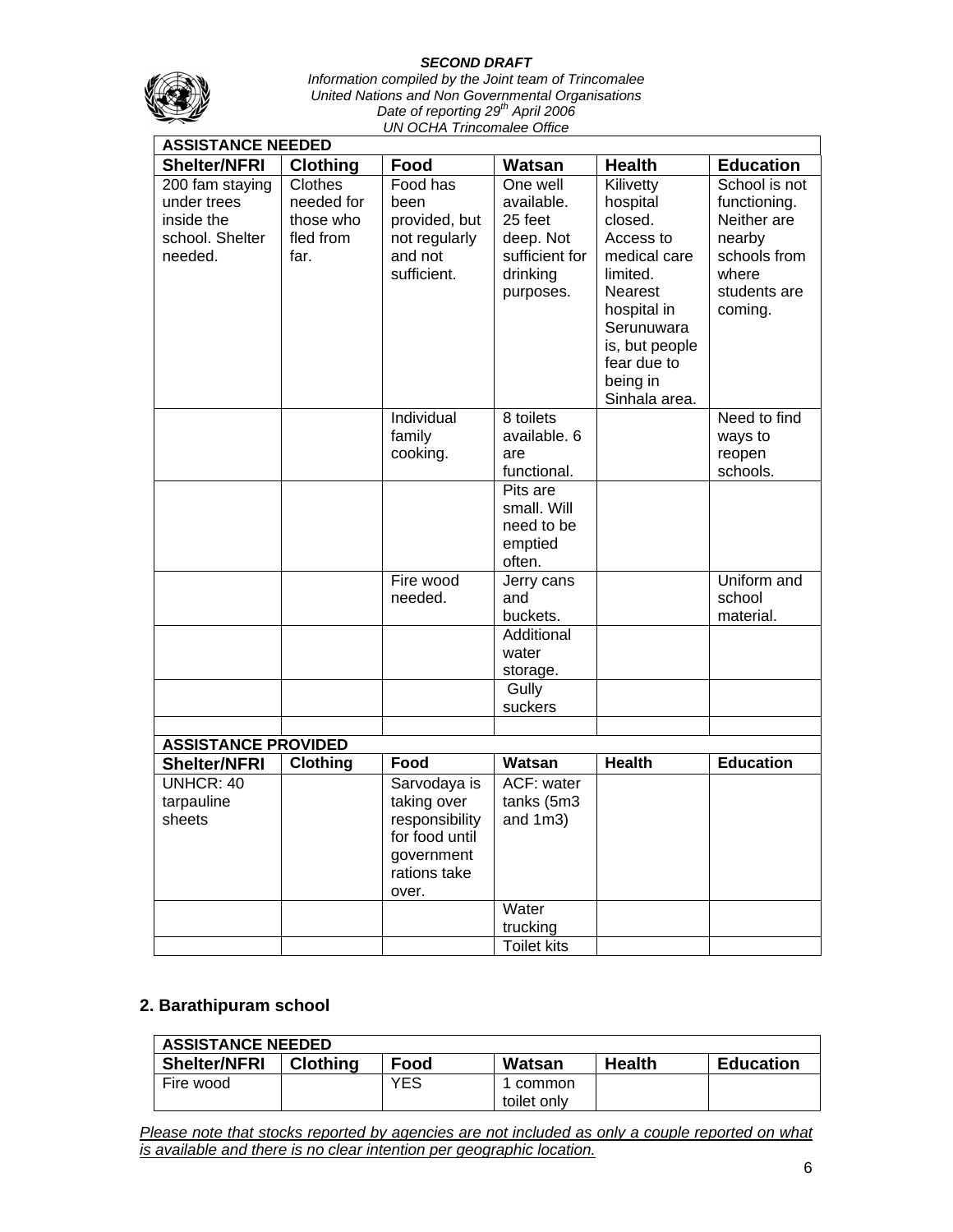***SECOND DRAFT***
*Information compiled by the Joint team of Trincomalee*
*United Nations and Non Governmental Organisations*
*Date of reporting 29th April 2006*
*UN OCHA Trincomalee Office*

| **ASSISTANCE NEEDED** | | | | | |
|---|---|---|---|---|---|
| **Shelter/NFRI** | **Clothing** | **Food** | **Watsan** | **Health** | **Education** |
| 200 fam staying under trees inside the school. Shelter needed. | Clothes needed for those who fled from far. | Food has been provided, but not regularly and not sufficient. | One well available. 25 feet deep. Not sufficient for drinking purposes. | Kilivetty hospital closed. Access to medical care limited. Nearest hospital in Serunuwara is, but people fear due to being in Sinhala area. | School is not functioning. Neither are nearby schools from where students are coming. |
| | | Individual family cooking. | 8 toilets available. 6 are functional. | | Need to find ways to reopen schools. |
| | | | Pits are small. Will need to be emptied often. | | |
| | | Fire wood needed. | Jerry cans and buckets. | | Uniform and school material. |
| | | | Additional water storage. | | |
| | | | Gully suckers | | |
| | | | | | |

| **ASSISTANCE PROVIDED** | | | | | |
|---|---|---|---|---|---|
| **Shelter/NFRI** | **Clothing** | **Food** | **Watsan** | **Health** | **Education** |
| UNHCR: 40 tarpauline sheets | | Sarvodaya is taking over responsibility for food until government rations take over. | ACF: water tanks (5m3 and 1m3) | | |
| | | | Water trucking | | |
| | | | Toilet kits | | |

## 2. Barathipuram school

| **ASSISTANCE NEEDED** | | | | | |
|---|---|---|---|---|---|
| **Shelter/NFRI** | **Clothing** | **Food** | **Watsan** | **Health** | **Education** |
| Fire wood | | YES | 1 common toilet only | | |

*Please note that stocks reported by agencies are not included as only a couple reported on what is available and there is no clear intention per geographic location.*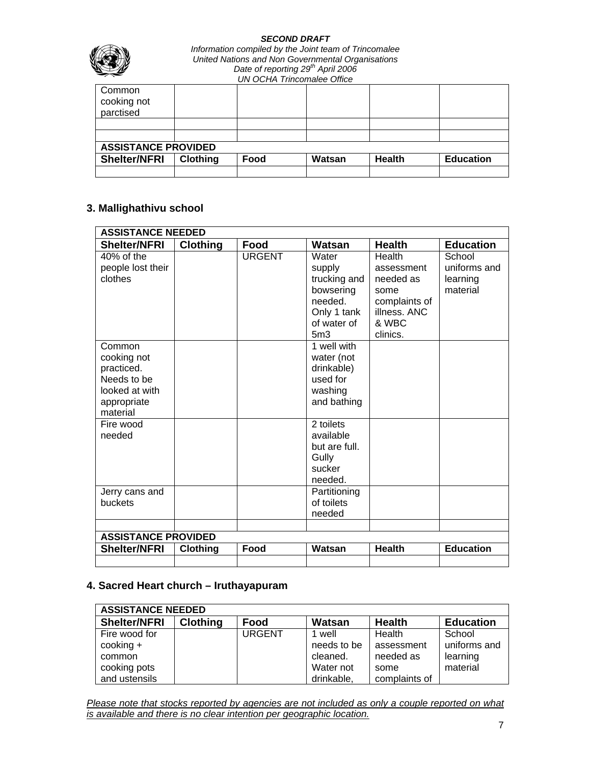| Common cooking not parctised | | | | | |
|---|---|---|---|---|---|
| | | | | | |
| | | | | | |
| **ASSISTANCE PROVIDED** | | | | | |
| **Shelter/NFRI** | **Clothing** | **Food** | **Watsan** | **Health** | **Education** |
| | | | | | |

### 3. Mallighathivu school

| **ASSISTANCE NEEDED** | | | | | |
|---|---|---|---|---|---|
| **Shelter/NFRI** | **Clothing** | **Food** | **Watsan** | **Health** | **Education** |
| 40% of the people lost their clothes | | URGENT | Water supply trucking and bowsering needed. Only 1 tank of water of 5m3 | Health assessment needed as some complaints of illness. ANC & WBC clinics. | School uniforms and learning material |
| Common cooking not practiced. Needs to be looked at with appropriate material | | | 1 well with water (not drinkable) used for washing and bathing | | |
| Fire wood needed | | | 2 toilets available but are full. Gully sucker needed. | | |
| Jerry cans and buckets | | | Partitioning of toilets needed | | |
| | | | | | |
| **ASSISTANCE PROVIDED** | | | | | |
| **Shelter/NFRI** | **Clothing** | **Food** | **Watsan** | **Health** | **Education** |
| | | | | | |

### 4. Sacred Heart church – Iruthayapuram

| **ASSISTANCE NEEDED** | | | | | |
|---|---|---|---|---|---|
| **Shelter/NFRI** | **Clothing** | **Food** | **Watsan** | **Health** | **Education** |
| Fire wood for cooking + common cooking pots and ustensils | | URGENT | 1 well needs to be cleaned. Water not drinkable, | Health assessment needed as some complaints of | School uniforms and learning material |

*Please note that stocks reported by agencies are not included as only a couple reported on what is available and there is no clear intention per geographic location.*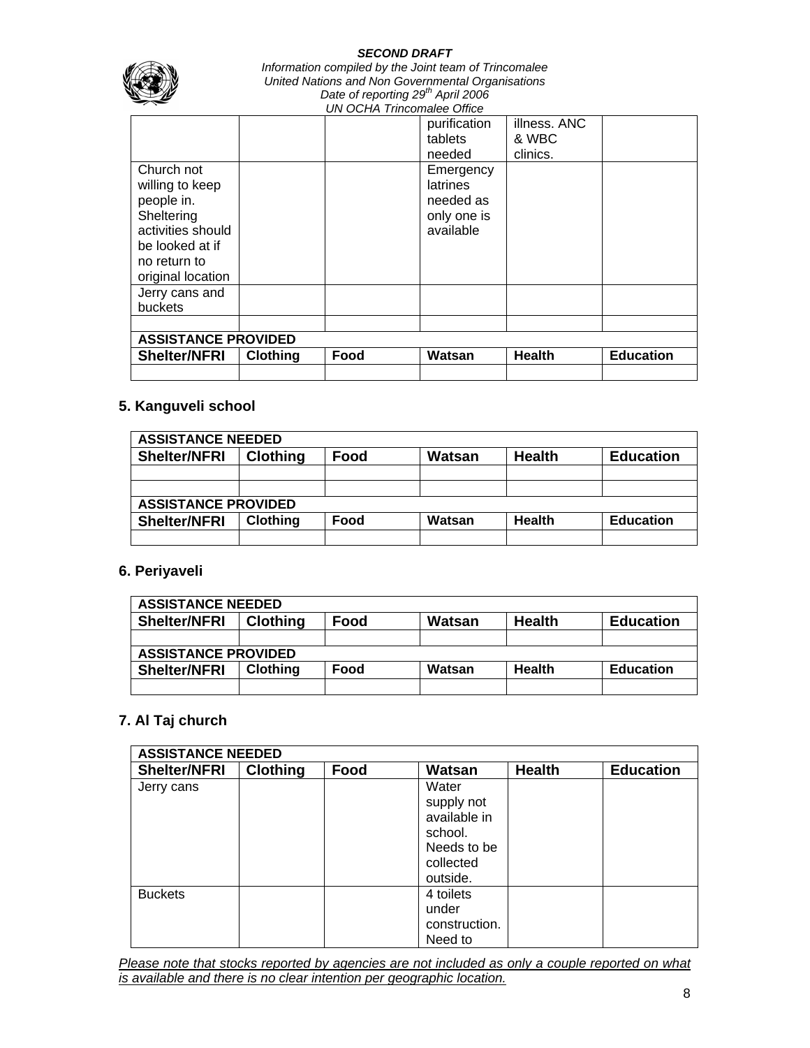| | | | | | |
|---|---|---|---|---|---|
| | | | purification tablets needed | illness. ANC & WBC clinics. | |
| Church not willing to keep people in. Sheltering activities should be looked at if no return to original location | | | Emergency latrines needed as only one is available | | |
| Jerry cans and buckets | | | | | |
| | | | | | |
| **ASSISTANCE PROVIDED** | | | | | |
| **Shelter/NFRI** | **Clothing** | **Food** | **Watsan** | **Health** | **Education** |
| | | | | | |

### 5. Kanguveli school

| **ASSISTANCE NEEDED** | | | | | |
|---|---|---|---|---|---|
| **Shelter/NFRI** | **Clothing** | **Food** | **Watsan** | **Health** | **Education** |
| | | | | | |
| | | | | | |
| **ASSISTANCE PROVIDED** | | | | | |
| **Shelter/NFRI** | **Clothing** | **Food** | **Watsan** | **Health** | **Education** |
| | | | | | |

### 6. Periyaveli

| **ASSISTANCE NEEDED** | | | | | |
|---|---|---|---|---|---|
| **Shelter/NFRI** | **Clothing** | **Food** | **Watsan** | **Health** | **Education** |
| | | | | | |
| **ASSISTANCE PROVIDED** | | | | | |
| **Shelter/NFRI** | **Clothing** | **Food** | **Watsan** | **Health** | **Education** |
| | | | | | |

### 7. Al Taj church

| **ASSISTANCE NEEDED** | | | | | |
|---|---|---|---|---|---|
| **Shelter/NFRI** | **Clothing** | **Food** | **Watsan** | **Health** | **Education** |
| Jerry cans | | | Water supply not available in school. Needs to be collected outside. | | |
| Buckets | | | 4 toilets under construction. Need to | | |

*Please note that stocks reported by agencies are not included as only a couple reported on what is available and there is no clear intention per geographic location.*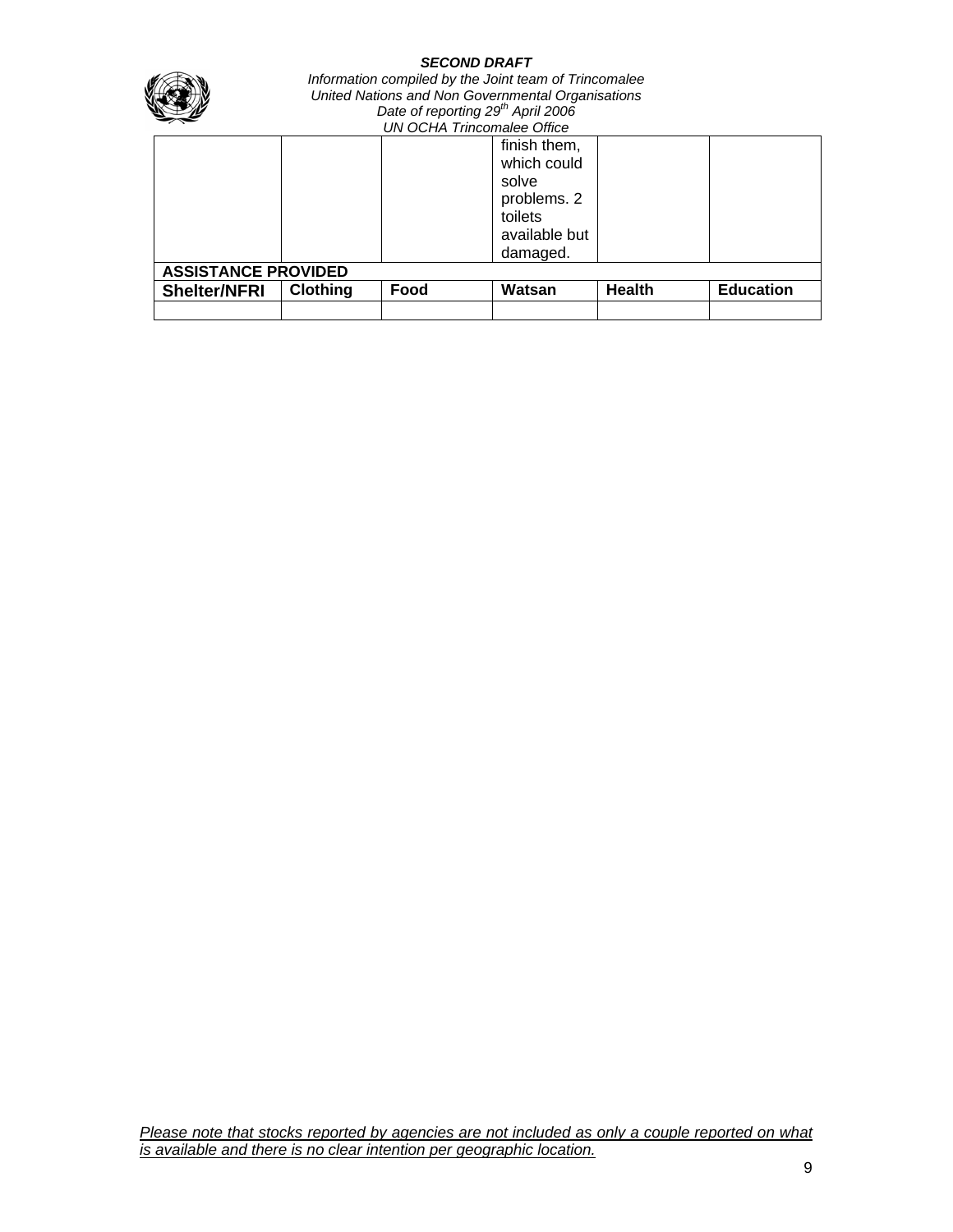| | | | finish them, which could solve problems. 2 toilets available but damaged. | | |
|---|---|---|---|---|---|
| **ASSISTANCE PROVIDED** | | | | | |
| **Shelter/NFRI** | **Clothing** | **Food** | **Watsan** | **Health** | **Education** |
| | | | | | |

*Please note that stocks reported by agencies are not included as only a couple reported on what is available and there is no clear intention per geographic location.*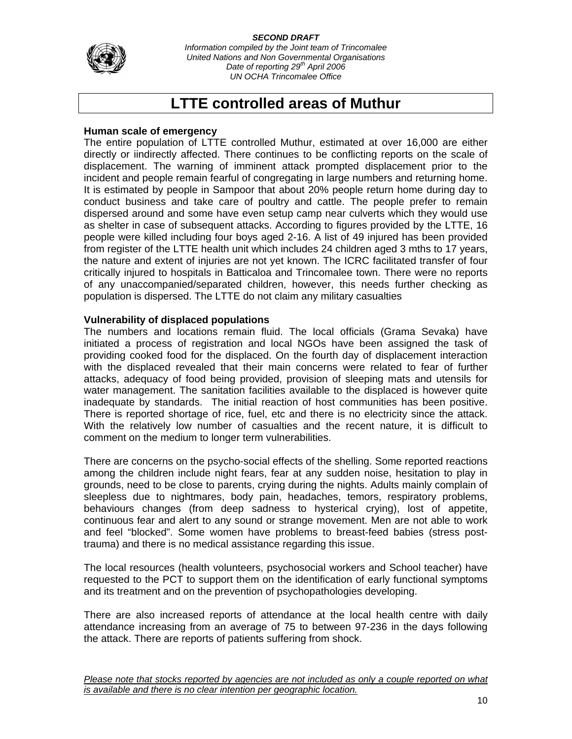***SECOND DRAFT***
*Information compiled by the Joint team of Trincomalee*
*United Nations and Non Governmental Organisations*
*Date of reporting 29th April 2006*
*UN OCHA Trincomalee Office*

# LTTE controlled areas of Muthur

**Human scale of emergency**

The entire population of LTTE controlled Muthur, estimated at over 16,000 are either directly or iindirectly affected. There continues to be conflicting reports on the scale of displacement. The warning of imminent attack prompted displacement prior to the incident and people remain fearful of congregating in large numbers and returning home. It is estimated by people in Sampoor that about 20% people return home during day to conduct business and take care of poultry and cattle. The people prefer to remain dispersed around and some have even setup camp near culverts which they would use as shelter in case of subsequent attacks. According to figures provided by the LTTE, 16 people were killed including four boys aged 2-16. A list of 49 injured has been provided from register of the LTTE health unit which includes 24 children aged 3 mths to 17 years, the nature and extent of injuries are not yet known. The ICRC facilitated transfer of four critically injured to hospitals in Batticaloa and Trincomalee town. There were no reports of any unaccompanied/separated children, however, this needs further checking as population is dispersed. The LTTE do not claim any military casualties

**Vulnerability of displaced populations**

The numbers and locations remain fluid. The local officials (Grama Sevaka) have initiated a process of registration and local NGOs have been assigned the task of providing cooked food for the displaced. On the fourth day of displacement interaction with the displaced revealed that their main concerns were related to fear of further attacks, adequacy of food being provided, provision of sleeping mats and utensils for water management. The sanitation facilities available to the displaced is however quite inadequate by standards. The initial reaction of host communities has been positive. There is reported shortage of rice, fuel, etc and there is no electricity since the attack. With the relatively low number of casualties and the recent nature, it is difficult to comment on the medium to longer term vulnerabilities.

There are concerns on the psycho-social effects of the shelling. Some reported reactions among the children include night fears, fear at any sudden noise, hesitation to play in grounds, need to be close to parents, crying during the nights. Adults mainly complain of sleepless due to nightmares, body pain, headaches, temors, respiratory problems, behaviours changes (from deep sadness to hysterical crying), lost of appetite, continuous fear and alert to any sound or strange movement. Men are not able to work and feel "blocked". Some women have problems to breast-feed babies (stress post-trauma) and there is no medical assistance regarding this issue.

The local resources (health volunteers, psychosocial workers and School teacher) have requested to the PCT to support them on the identification of early functional symptoms and its treatment and on the prevention of psychopathologies developing.

There are also increased reports of attendance at the local health centre with daily attendance increasing from an average of 75 to between 97-236 in the days following the attack. There are reports of patients suffering from shock.

*Please note that stocks reported by agencies are not included as only a couple reported on what is available and there is no clear intention per geographic location.*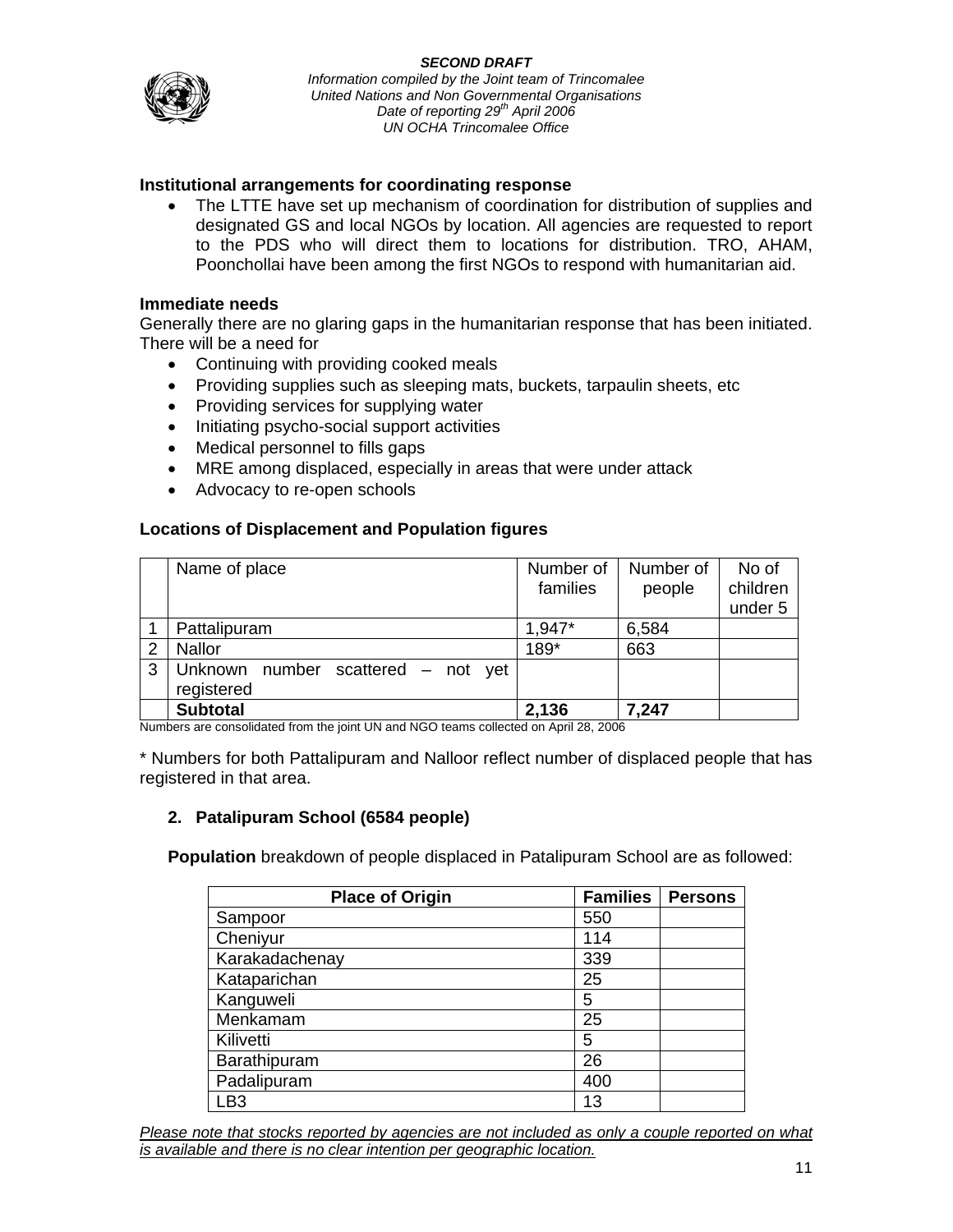*SECOND DRAFT*
*Information compiled by the Joint team of Trincomalee United Nations and Non Governmental Organisations*
*Date of reporting 29th April 2006*
*UN OCHA Trincomalee Office*

**Institutional arrangements for coordinating response**

- The LTTE have set up mechanism of coordination for distribution of supplies and designated GS and local NGOs by location. All agencies are requested to report to the PDS who will direct them to locations for distribution. TRO, AHAM, Poonchollai have been among the first NGOs to respond with humanitarian aid.

**Immediate needs**

Generally there are no glaring gaps in the humanitarian response that has been initiated. There will be a need for

- Continuing with providing cooked meals
- Providing supplies such as sleeping mats, buckets, tarpaulin sheets, etc
- Providing services for supplying water
- Initiating psycho-social support activities
- Medical personnel to fills gaps
- MRE among displaced, especially in areas that were under attack
- Advocacy to re-open schools

**Locations of Displacement and Population figures**

| | Name of place | Number of families | Number of people | No of children under 5 |
|---|---|---|---|---|
| 1 | Pattalipuram | 1,947* | 6,584 | |
| 2 | Nallor | 189* | 663 | |
| 3 | Unknown number scattered – not yet registered | | | |
| | **Subtotal** | **2,136** | **7,247** | |

Numbers are consolidated from the joint UN and NGO teams collected on April 28, 2006

* Numbers for both Pattalipuram and Nalloor reflect number of displaced people that has registered in that area.

**2. Patalipuram School (6584 people)**

**Population** breakdown of people displaced in Patalipuram School are as followed:

| Place of Origin | Families | Persons |
|---|---|---|
| Sampoor | 550 | |
| Cheniyur | 114 | |
| Karakadachenay | 339 | |
| Kataparichan | 25 | |
| Kanguweli | 5 | |
| Menkamam | 25 | |
| Kilivetti | 5 | |
| Barathipuram | 26 | |
| Padalipuram | 400 | |
| LB3 | 13 | |

*Please note that stocks reported by agencies are not included as only a couple reported on what is available and there is no clear intention per geographic location.*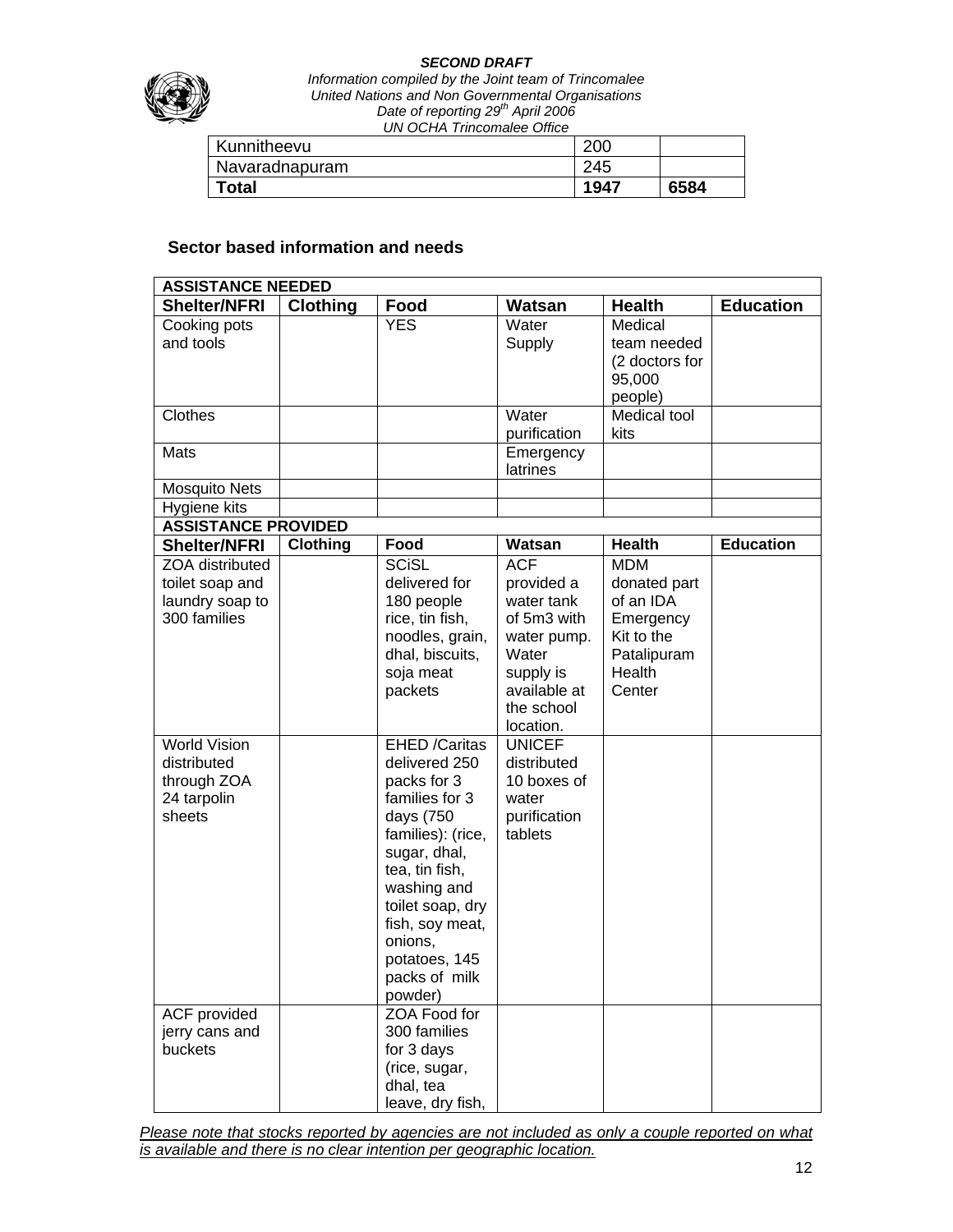| Kunnitheevu | 200 | |
|---|---|---|
| Navaradnapuram | 245 | |
| **Total** | **1947** | **6584** |

### Sector based information and needs

| **ASSISTANCE NEEDED** | | | | | |
|---|---|---|---|---|---|
| **Shelter/NFRI** | **Clothing** | **Food** | **Watsan** | **Health** | **Education** |
| Cooking pots and tools | | YES | Water Supply | Medical team needed (2 doctors for 95,000 people) | |
| Clothes | | | Water purification | Medical tool kits | |
| Mats | | | Emergency latrines | | |
| Mosquito Nets | | | | | |
| Hygiene kits | | | | | |
| **ASSISTANCE PROVIDED** | | | | | |
| **Shelter/NFRI** | **Clothing** | **Food** | **Watsan** | **Health** | **Education** |
| ZOA distributed toilet soap and laundry soap to 300 families | | SCiSL delivered for 180 people rice, tin fish, noodles, grain, dhal, biscuits, soja meat packets | ACF provided a water tank of 5m3 with water pump. Water supply is available at the school location. | MDM donated part of an IDA Emergency Kit to the Patalipuram Health Center | |
| World Vision distributed through ZOA 24 tarpolin sheets | | EHED /Caritas delivered 250 packs for 3 families for 3 days (750 families): (rice, sugar, dhal, tea, tin fish, washing and toilet soap, dry fish, soy meat, onions, potatoes, 145 packs of milk powder) | UNICEF distributed 10 boxes of water purification tablets | | |
| ACF provided jerry cans and buckets | | ZOA Food for 300 families for 3 days (rice, sugar, dhal, tea leave, dry fish, | | | |

*Please note that stocks reported by agencies are not included as only a couple reported on what is available and there is no clear intention per geographic location.*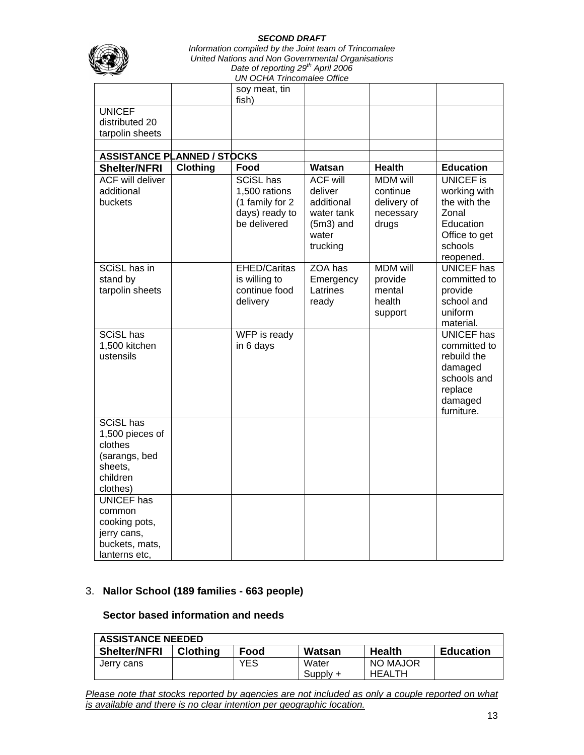|  |  | soy meat, tin fish) |  |  |  |
|---|---|---|---|---|---|
| UNICEF distributed 20 tarpolin sheets |  |  |  |  |  |
|  |  |  |  |  |  |
| **ASSISTANCE PLANNED / STOCKS** |  |  |  |  |  |
| **Shelter/NFRI** | **Clothing** | **Food** | **Watsan** | **Health** | **Education** |
| ACF will deliver additional buckets |  | SCiSL has 1,500 rations (1 family for 2 days) ready to be delivered | ACF will deliver additional water tank (5m3) and water trucking | MDM will continue delivery of necessary drugs | UNICEF is working with the with the Zonal Education Office to get schools reopened. |
| SCiSL has in stand by tarpolin sheets |  | EHED/Caritas is willing to continue food delivery | ZOA has Emergency Latrines ready | MDM will provide mental health support | UNICEF has committed to provide school and uniform material. |
| SCiSL has 1,500 kitchen ustensils |  | WFP is ready in 6 days |  |  | UNICEF has committed to rebuild the damaged schools and replace damaged furniture. |
| SCiSL has 1,500 pieces of clothes (sarangs, bed sheets, children clothes) |  |  |  |  |  |
| UNICEF has common cooking pots, jerry cans, buckets, mats, lanterns etc, |  |  |  |  |  |

3. **Nallor School (189 families - 663 people)**

**Sector based information and needs**

| **ASSISTANCE NEEDED** |  |  |  |  |  |
|---|---|---|---|---|---|
| **Shelter/NFRI** | **Clothing** | **Food** | **Watsan** | **Health** | **Education** |
| Jerry cans |  | YES | Water Supply + | NO MAJOR HEALTH |  |

*Please note that stocks reported by agencies are not included as only a couple reported on what is available and there is no clear intention per geographic location.*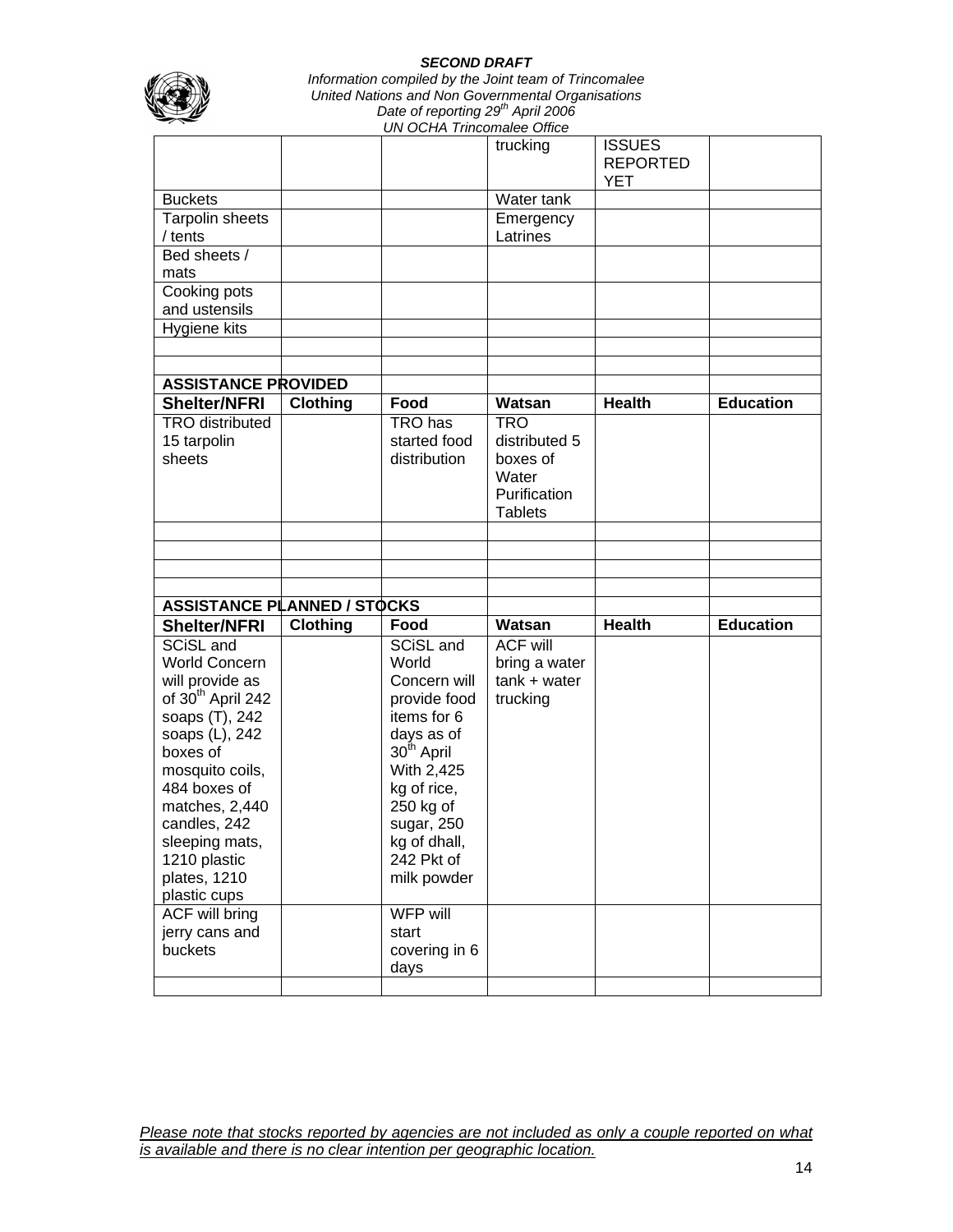| | | | trucking | ISSUES REPORTED YET | |
|---|---|---|---|---|---|
| Buckets | | | Water tank | | |
| Tarpolin sheets / tents | | | Emergency Latrines | | |
| Bed sheets / mats | | | | | |
| Cooking pots and ustensils | | | | | |
| Hygiene kits | | | | | |
| | | | | | |
| | | | | | |
| **ASSISTANCE PROVIDED** | | | | | |
| **Shelter/NFRI** | **Clothing** | **Food** | **Watsan** | **Health** | **Education** |
| TRO distributed 15 tarpolin sheets | | TRO has started food distribution | TRO distributed 5 boxes of Water Purification Tablets | | |
| | | | | | |
| | | | | | |
| | | | | | |
| | | | | | |
| **ASSISTANCE PLANNED / STOCKS** | | | | | |
| **Shelter/NFRI** | **Clothing** | **Food** | **Watsan** | **Health** | **Education** |
| SCiSL and World Concern will provide as of 30th April 242 soaps (T), 242 soaps (L), 242 boxes of mosquito coils, 484 boxes of matches, 2,440 candles, 242 sleeping mats, 1210 plastic plates, 1210 plastic cups | | SCiSL and World Concern will provide food items for 6 days as of 30th April With 2,425 kg of rice, 250 kg of sugar, 250 kg of dhall, 242 Pkt of milk powder | ACF will bring a water tank + water trucking | | |
| ACF will bring jerry cans and buckets | | WFP will start covering in 6 days | | | |
| | | | | | |

*Please note that stocks reported by agencies are not included as only a couple reported on what is available and there is no clear intention per geographic location.*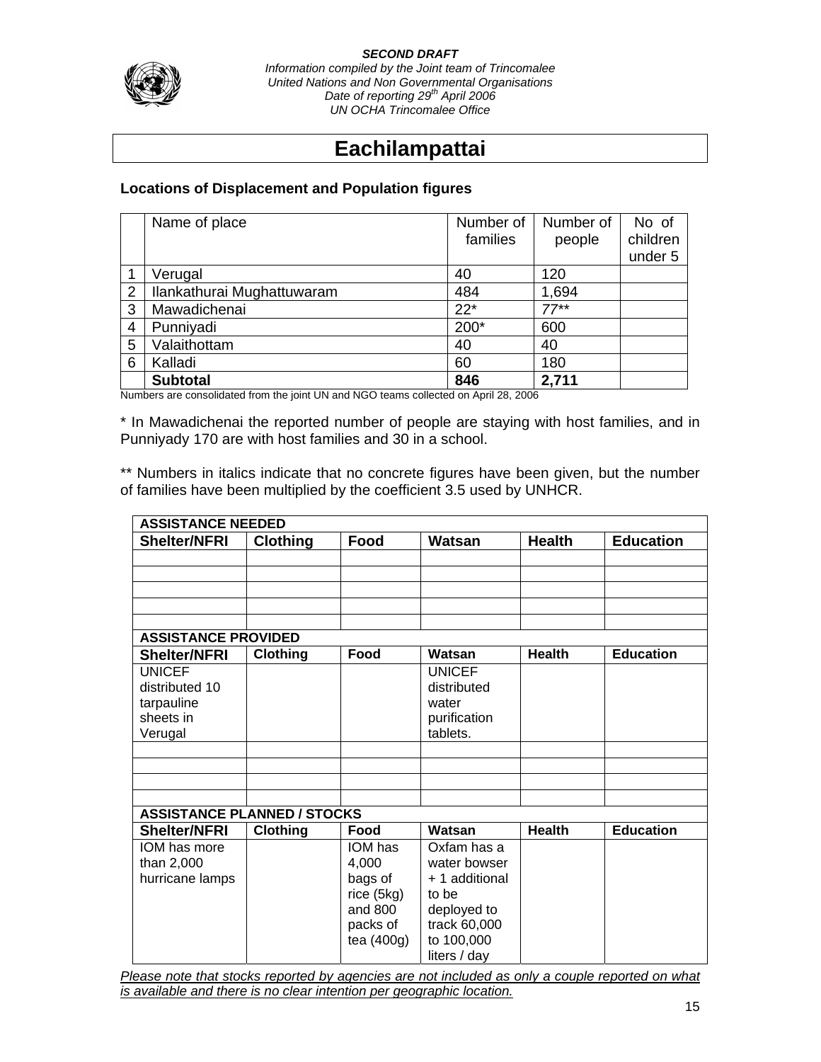*SECOND DRAFT*
*Information compiled by the Joint team of Trincomalee*
*United Nations and Non Governmental Organisations*
*Date of reporting 29th April 2006*
*UN OCHA Trincomalee Office*

# Eachilampattai

### Locations of Displacement and Population figures

| | Name of place | Number of families | Number of people | No of children under 5 |
|---|---|---|---|---|
| 1 | Verugal | 40 | 120 | |
| 2 | Ilankathurai Mughattuwaram | 484 | 1,694 | |
| 3 | Mawadichenai | 22* | *77*** | |
| 4 | Punniyadi | 200* | 600 | |
| 5 | Valaithottam | 40 | 40 | |
| 6 | Kalladi | 60 | 180 | |
| | **Subtotal** | **846** | **2,711** | |

Numbers are consolidated from the joint UN and NGO teams collected on April 28, 2006

* In Mawadichenai the reported number of people are staying with host families, and in Punniyady 170 are with host families and 30 in a school.

** Numbers in italics indicate that no concrete figures have been given, but the number of families have been multiplied by the coefficient 3.5 used by UNHCR.

| **ASSISTANCE NEEDED** | | | | | |
|---|---|---|---|---|---|
| **Shelter/NFRI** | **Clothing** | **Food** | **Watsan** | **Health** | **Education** |
| | | | | | |
| | | | | | |
| | | | | | |
| | | | | | |
| | | | | | |
| **ASSISTANCE PROVIDED** | | | | | |
| **Shelter/NFRI** | **Clothing** | **Food** | **Watsan** | **Health** | **Education** |
| UNICEF distributed 10 tarpauline sheets in Verugal | | | UNICEF distributed water purification tablets. | | |
| | | | | | |
| | | | | | |
| | | | | | |
| | | | | | |
| **ASSISTANCE PLANNED / STOCKS** | | | | | |
| **Shelter/NFRI** | **Clothing** | **Food** | **Watsan** | **Health** | **Education** |
| IOM has more than 2,000 hurricane lamps | | IOM has 4,000 bags of rice (5kg) and 800 packs of tea (400g) | Oxfam has a water bowser + 1 additional to be deployed to track 60,000 to 100,000 liters / day | | |

*Please note that stocks reported by agencies are not included as only a couple reported on what is available and there is no clear intention per geographic location.*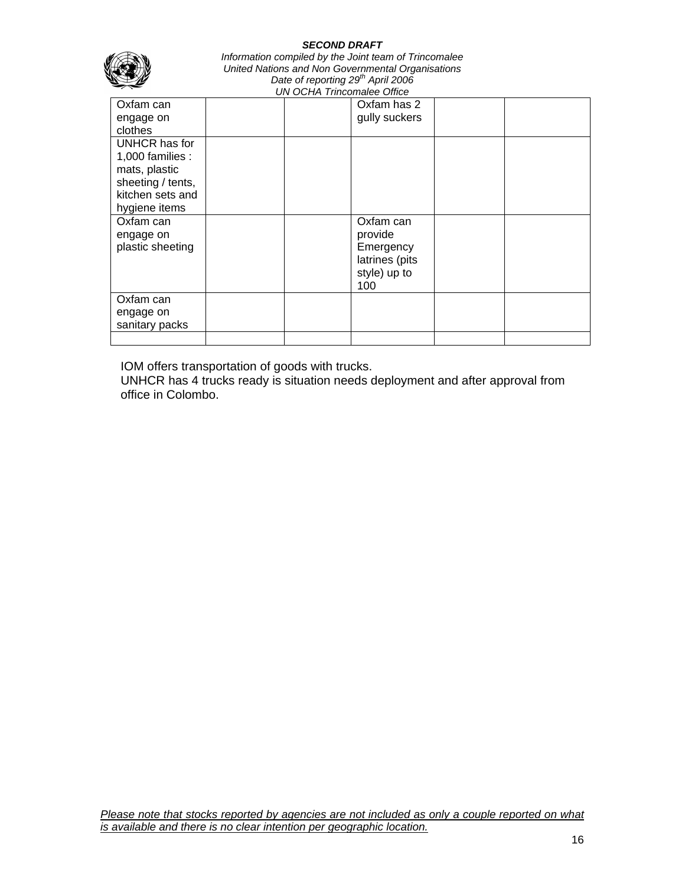| | | | | | |
|---|---|---|---|---|---|
| Oxfam can engage on clothes | | | Oxfam has 2 gully suckers | | |
| UNHCR has for 1,000 families : mats, plastic sheeting / tents, kitchen sets and hygiene items | | | | | |
| Oxfam can engage on plastic sheeting | | | Oxfam can provide Emergency latrines (pits style) up to 100 | | |
| Oxfam can engage on sanitary packs | | | | | |
| | | | | | |

IOM offers transportation of goods with trucks.
UNHCR has 4 trucks ready is situation needs deployment and after approval from office in Colombo.

_Please note that stocks reported by agencies are not included as only a couple reported on what is available and there is no clear intention per geographic location._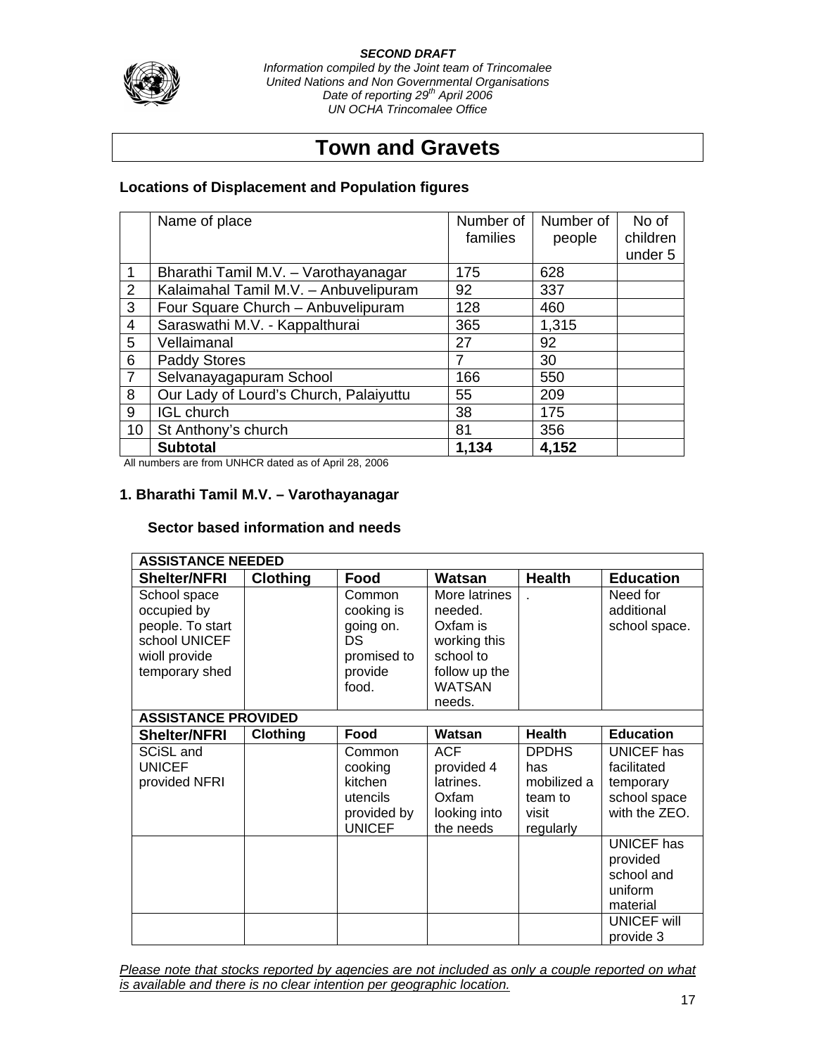***SECOND DRAFT***
*Information compiled by the Joint team of Trincomalee*
*United Nations and Non Governmental Organisations*
*Date of reporting 29th April 2006*
*UN OCHA Trincomalee Office*

# Town and Gravets

### Locations of Displacement and Population figures

| | Name of place | Number of families | Number of people | No of children under 5 |
|---|---|---|---|---|
| 1 | Bharathi Tamil M.V. – Varothayanagar | 175 | 628 | |
| 2 | Kalaimahal Tamil M.V. – Anbuvelipuram | 92 | 337 | |
| 3 | Four Square Church – Anbuvelipuram | 128 | 460 | |
| 4 | Saraswathi M.V. - Kappalthurai | 365 | 1,315 | |
| 5 | Vellaimanal | 27 | 92 | |
| 6 | Paddy Stores | 7 | 30 | |
| 7 | Selvanayagapuram School | 166 | 550 | |
| 8 | Our Lady of Lourd's Church, Palaiyuttu | 55 | 209 | |
| 9 | IGL church | 38 | 175 | |
| 10 | St Anthony's church | 81 | 356 | |
| | **Subtotal** | **1,134** | **4,152** | |

All numbers are from UNHCR dated as of April 28, 2006

### 1. Bharathi Tamil M.V. – Varothayanagar

#### Sector based information and needs

| **ASSISTANCE NEEDED** | | | | | |
|---|---|---|---|---|---|
| **Shelter/NFRI** | **Clothing** | **Food** | **Watsan** | **Health** | **Education** |
| School space occupied by people. To start school UNICEF wioll provide temporary shed | | Common cooking is going on. DS promised to provide food. | More latrines needed. Oxfam is working this school to follow up the WATSAN needs. | . | Need for additional school space. |
| **ASSISTANCE PROVIDED** | | | | | |
| **Shelter/NFRI** | **Clothing** | **Food** | **Watsan** | **Health** | **Education** |
| SCiSL and UNICEF provided NFRI | | Common cooking kitchen utencils provided by UNICEF | ACF provided 4 latrines. Oxfam looking into the needs | DPDHS has mobilized a team to visit regularly | UNICEF has facilitated temporary school space with the ZEO. |
| | | | | | UNICEF has provided school and uniform material |
| | | | | | UNICEF will provide 3 |

*Please note that stocks reported by agencies are not included as only a couple reported on what is available and there is no clear intention per geographic location.*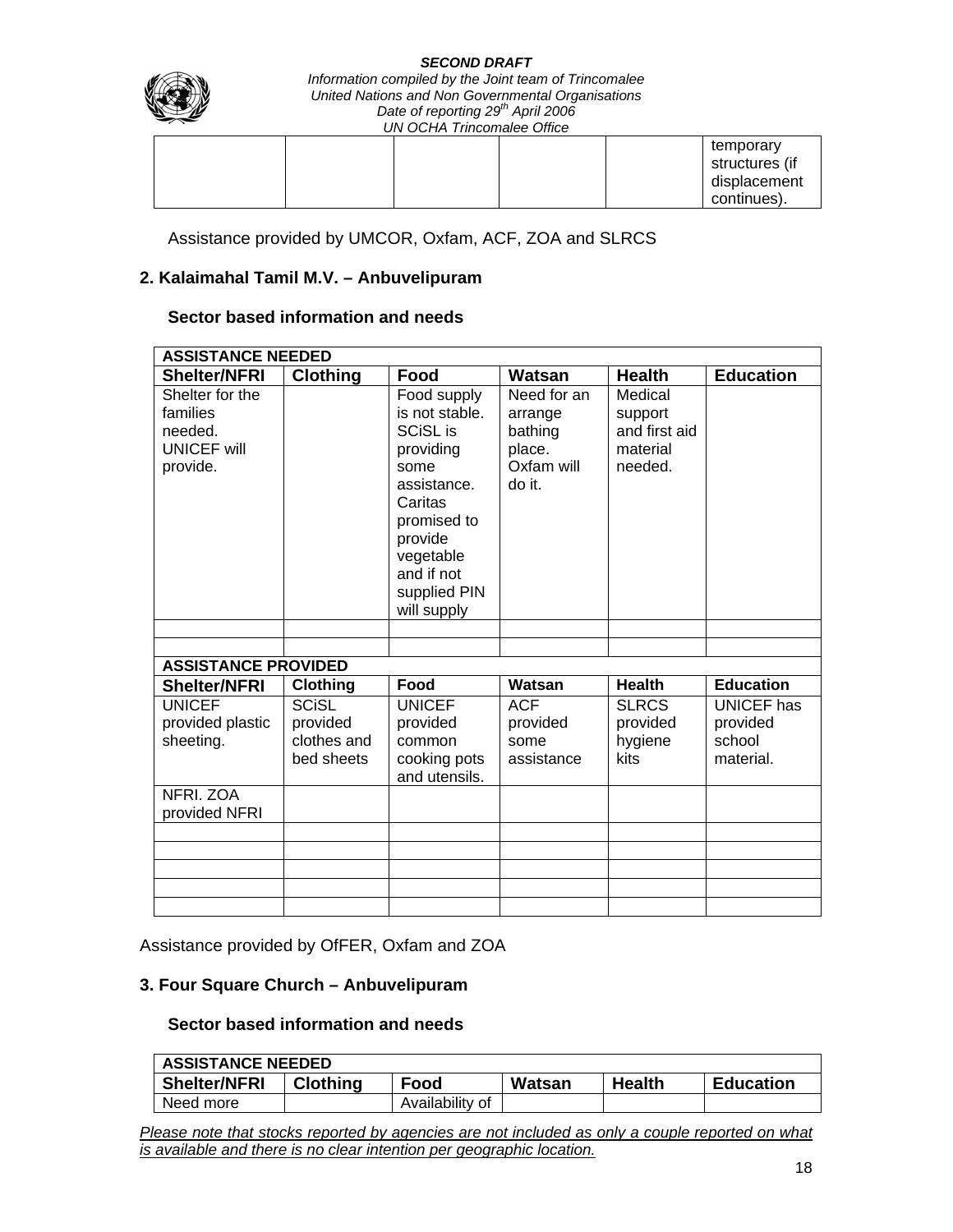|  |  |  |  |  | temporary structures (if displacement continues). |
|---|---|---|---|---|---|

Assistance provided by UMCOR, Oxfam, ACF, ZOA and SLRCS

### 2. Kalaimahal Tamil M.V. – Anbuvelipuram

#### Sector based information and needs

| ASSISTANCE NEEDED | | | | | |
|---|---|---|---|---|---|
| **Shelter/NFRI** | **Clothing** | **Food** | **Watsan** | **Health** | **Education** |
| Shelter for the families needed. UNICEF will provide. | | Food supply is not stable. SCiSL is providing some assistance. Caritas promised to provide vegetable and if not supplied PIN will supply | Need for an arrange bathing place. Oxfam will do it. | Medical support and first aid material needed. | |
| | | | | | |
| | | | | | |
| **ASSISTANCE PROVIDED** | | | | | |
| **Shelter/NFRI** | **Clothing** | **Food** | **Watsan** | **Health** | **Education** |
| UNICEF provided plastic sheeting. | SCiSL provided clothes and bed sheets | UNICEF provided common cooking pots and utensils. | ACF provided some assistance | SLRCS provided hygiene kits | UNICEF has provided school material. |
| NFRI. ZOA provided NFRI | | | | | |
| | | | | | |
| | | | | | |
| | | | | | |
| | | | | | |
| | | | | | |

Assistance provided by OfFER, Oxfam and ZOA

### 3. Four Square Church – Anbuvelipuram

#### Sector based information and needs

| ASSISTANCE NEEDED | | | | | |
|---|---|---|---|---|---|
| **Shelter/NFRI** | **Clothing** | **Food** | **Watsan** | **Health** | **Education** |
| Need more | | Availability of | | | |

*Please note that stocks reported by agencies are not included as only a couple reported on what is available and there is no clear intention per geographic location.*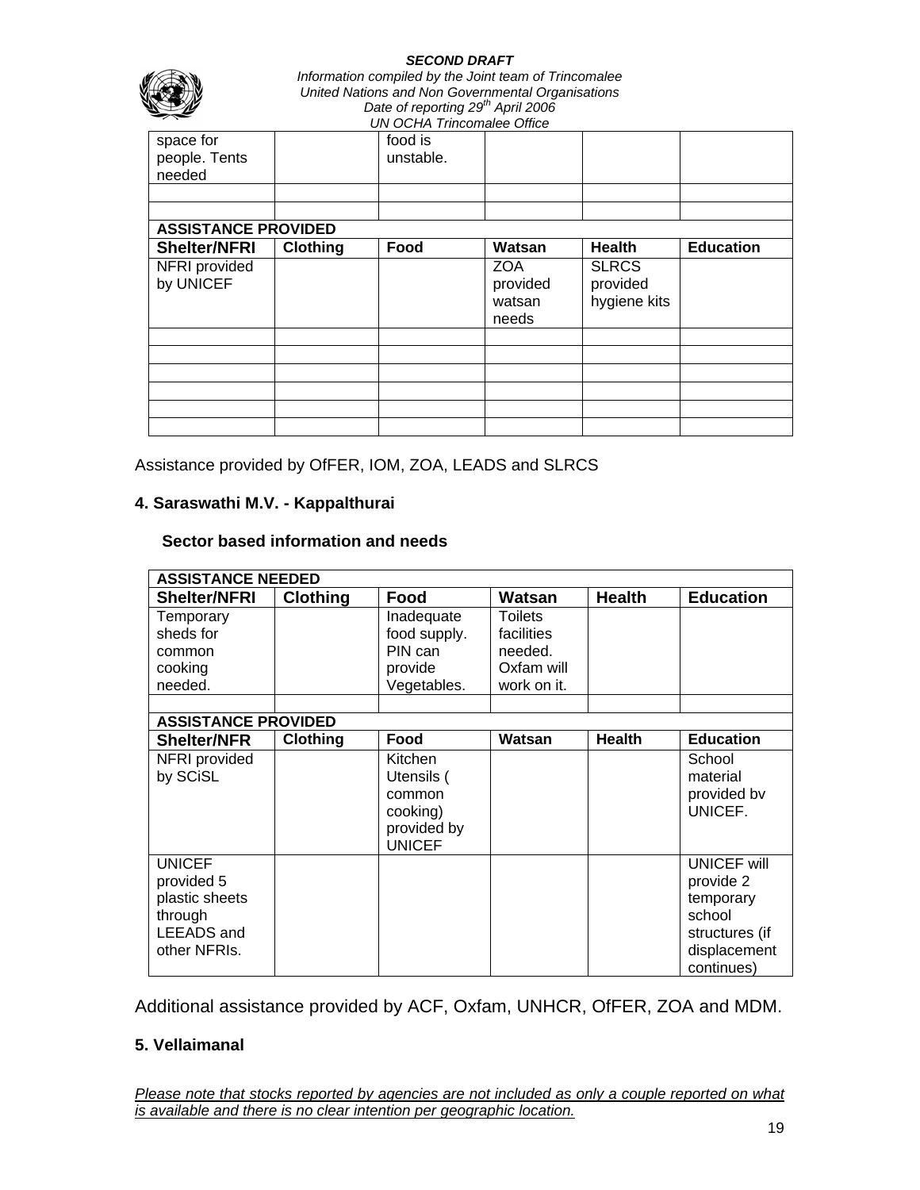| space for people. Tents needed | | food is unstable. | | | |
|---|---|---|---|---|---|
| | | | | | |
| | | | | | |
| **ASSISTANCE PROVIDED** | | | | | |
| **Shelter/NFRI** | **Clothing** | **Food** | **Watsan** | **Health** | **Education** |
| NFRI provided by UNICEF | | | ZOA provided watsan needs | SLRCS provided hygiene kits | |
| | | | | | |
| | | | | | |
| | | | | | |
| | | | | | |
| | | | | | |
| | | | | | |

Assistance provided by OfFER, IOM, ZOA, LEADS and SLRCS

### 4. Saraswathi M.V. - Kappalthurai

#### Sector based information and needs

| **ASSISTANCE NEEDED** | | | | | |
|---|---|---|---|---|---|
| **Shelter/NFRI** | **Clothing** | **Food** | **Watsan** | **Health** | **Education** |
| Temporary sheds for common cooking needed. | | Inadequate food supply. PIN can provide Vegetables. | Toilets facilities needed. Oxfam will work on it. | | |
| | | | | | |
| **ASSISTANCE PROVIDED** | | | | | |
| **Shelter/NFR** | **Clothing** | **Food** | **Watsan** | **Health** | **Education** |
| NFRI provided by SCiSL | | Kitchen Utensils ( common cooking) provided by UNICEF | | | School material provided bv UNICEF. |
| UNICEF provided 5 plastic sheets through LEEADS and other NFRIs. | | | | | UNICEF will provide 2 temporary school structures (if displacement continues) |

Additional assistance provided by ACF, Oxfam, UNHCR, OfFER, ZOA and MDM.

### 5. Vellaimanal

*Please note that stocks reported by agencies are not included as only a couple reported on what is available and there is no clear intention per geographic location.*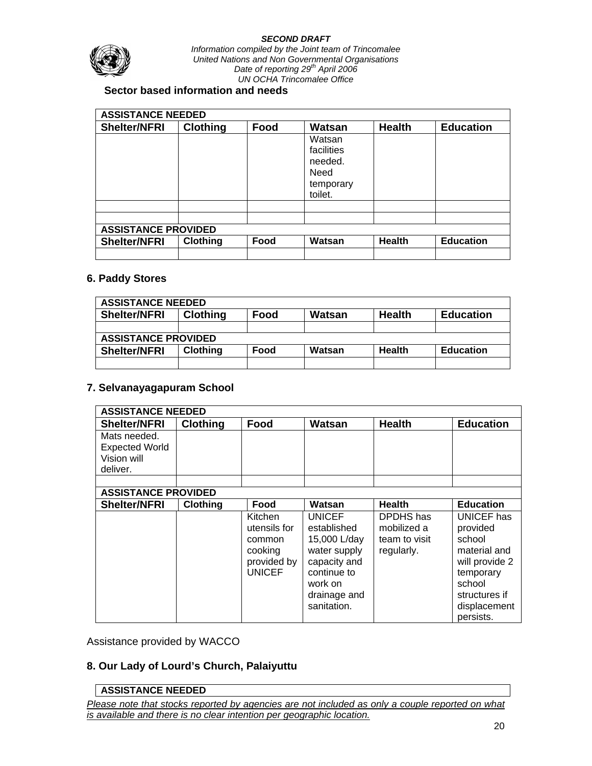***SECOND DRAFT***
*Information compiled by the Joint team of Trincomalee*
*United Nations and Non Governmental Organisations*
*Date of reporting 29th April 2006*
*UN OCHA Trincomalee Office*

**Sector based information and needs**

| ASSISTANCE NEEDED | | | | | |
|---|---|---|---|---|---|
| **Shelter/NFRI** | **Clothing** | **Food** | **Watsan** | **Health** | **Education** |
| | | | Watsan facilities needed. Need temporary toilet. | | |
| | | | | | |
| | | | | | |
| **ASSISTANCE PROVIDED** | | | | | |
| **Shelter/NFRI** | **Clothing** | **Food** | **Watsan** | **Health** | **Education** |
| | | | | | |

### 6. Paddy Stores

| ASSISTANCE NEEDED | | | | | |
|---|---|---|---|---|---|
| **Shelter/NFRI** | **Clothing** | **Food** | **Watsan** | **Health** | **Education** |
| | | | | | |
| **ASSISTANCE PROVIDED** | | | | | |
| **Shelter/NFRI** | **Clothing** | **Food** | **Watsan** | **Health** | **Education** |
| | | | | | |

### 7. Selvanayagapuram School

| ASSISTANCE NEEDED | | | | | |
|---|---|---|---|---|---|
| **Shelter/NFRI** | **Clothing** | **Food** | **Watsan** | **Health** | **Education** |
| Mats needed. Expected World Vision will deliver. | | | | | |
| | | | | | |
| **ASSISTANCE PROVIDED** | | | | | |
| **Shelter/NFRI** | **Clothing** | **Food** | **Watsan** | **Health** | **Education** |
| | | Kitchen utensils for common cooking provided by UNICEF | UNICEF established 15,000 L/day water supply capacity and continue to work on drainage and sanitation. | DPDHS has mobilized a team to visit regularly. | UNICEF has provided school material and will provide 2 temporary school structures if displacement persists. |

Assistance provided by WACCO

### 8. Our Lady of Lourd's Church, Palaiyuttu

| ASSISTANCE NEEDED |
|---|

*Please note that stocks reported by agencies are not included as only a couple reported on what is available and there is no clear intention per geographic location.*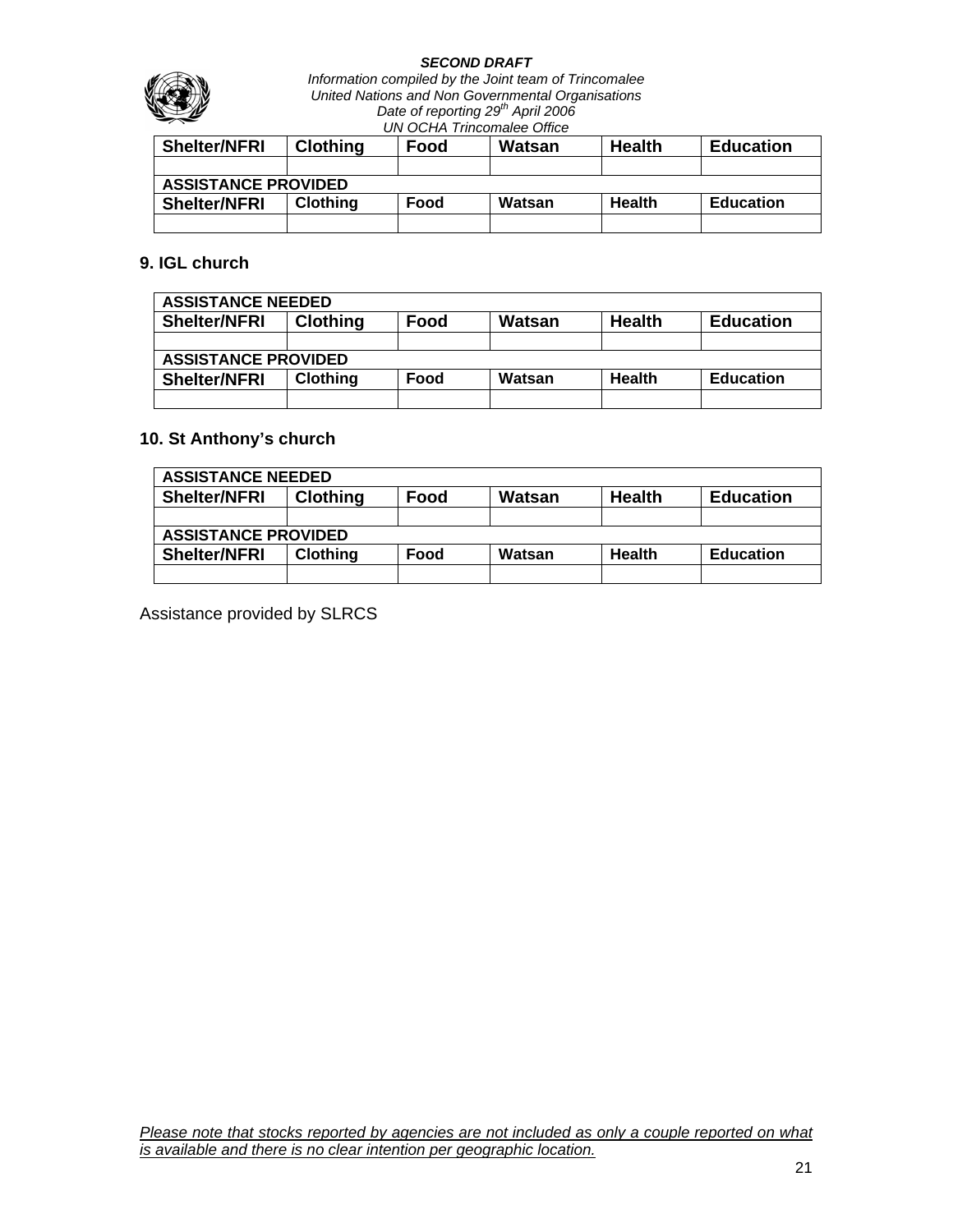| Shelter/NFRI | Clothing | Food | Watsan | Health | Education |
|---|---|---|---|---|---|
| | | | | | |
| **ASSISTANCE PROVIDED** | | | | | |
| **Shelter/NFRI** | **Clothing** | **Food** | **Watsan** | **Health** | **Education** |
| | | | | | |

### 9. IGL church

| ASSISTANCE NEEDED | | | | | |
|---|---|---|---|---|---|
| **Shelter/NFRI** | **Clothing** | **Food** | **Watsan** | **Health** | **Education** |
| | | | | | |
| **ASSISTANCE PROVIDED** | | | | | |
| **Shelter/NFRI** | **Clothing** | **Food** | **Watsan** | **Health** | **Education** |
| | | | | | |

### 10. St Anthony's church

| ASSISTANCE NEEDED | | | | | |
|---|---|---|---|---|---|
| **Shelter/NFRI** | **Clothing** | **Food** | **Watsan** | **Health** | **Education** |
| | | | | | |
| **ASSISTANCE PROVIDED** | | | | | |
| **Shelter/NFRI** | **Clothing** | **Food** | **Watsan** | **Health** | **Education** |
| | | | | | |

Assistance provided by SLRCS

*Please note that stocks reported by agencies are not included as only a couple reported on what is available and there is no clear intention per geographic location.*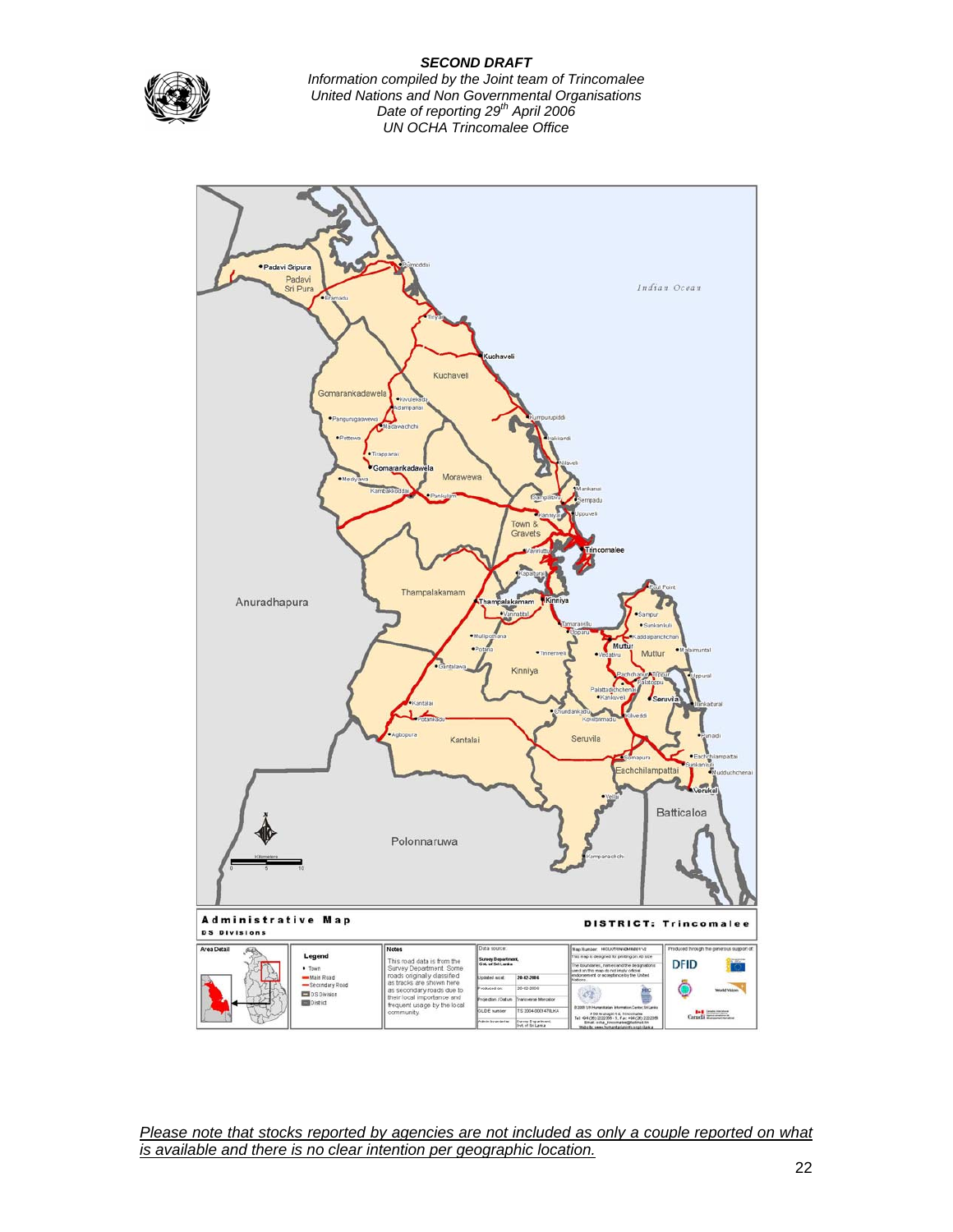***SECOND DRAFT***

*Information compiled by the Joint team of Trincomalee United Nations and Non Governmental Organisations*

*Date of reporting 29th April 2006*

*UN OCHA Trincomalee Office*

<u>*Please note that stocks reported by agencies are not included as only a couple reported on what is available and there is no clear intention per geographic location.*</u>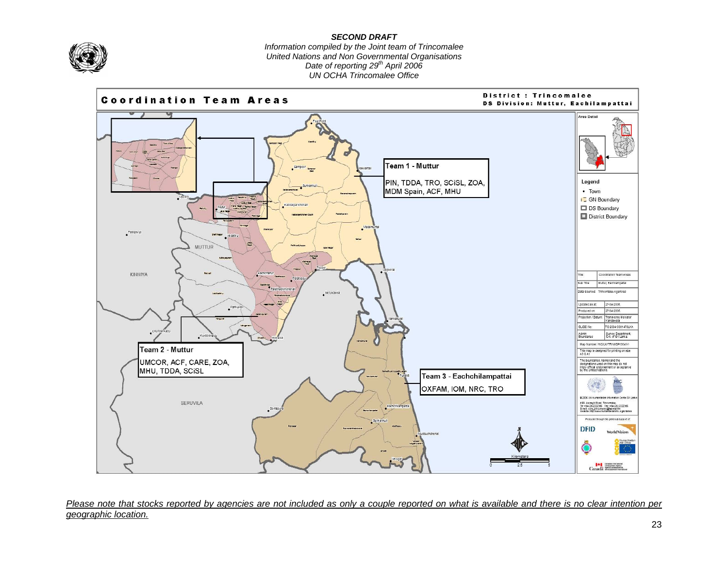***SECOND DRAFT***

*Information compiled by the Joint team of Trincomalee*
*United Nations and Non Governmental Organisations*
*Date of reporting 29th April 2006*
*UN OCHA Trincomalee Office*

**Coordination Team Areas**

**District : Trincomalee**
**DS Division: Muttur, Eachilampattai**

**Team 1 - Muttur**
PIN, TDDA, TRO, SCiSL, ZOA, MDM Spain, ACF, MHU

**Team 2 - Muttur**
UMCOR, ACF, CARE, ZOA, MHU, TDDA, SCiSL

**Team 3 - Eachchilampattai**
OXFAM, IOM, NRC, TRO

Legend
- Town
- GN Boundary
- DS Boundary
- District Boundary

<u>*Please note that stocks reported by agencies are not included as only a couple reported on what is available and there is no clear intention per geographic location.*</u>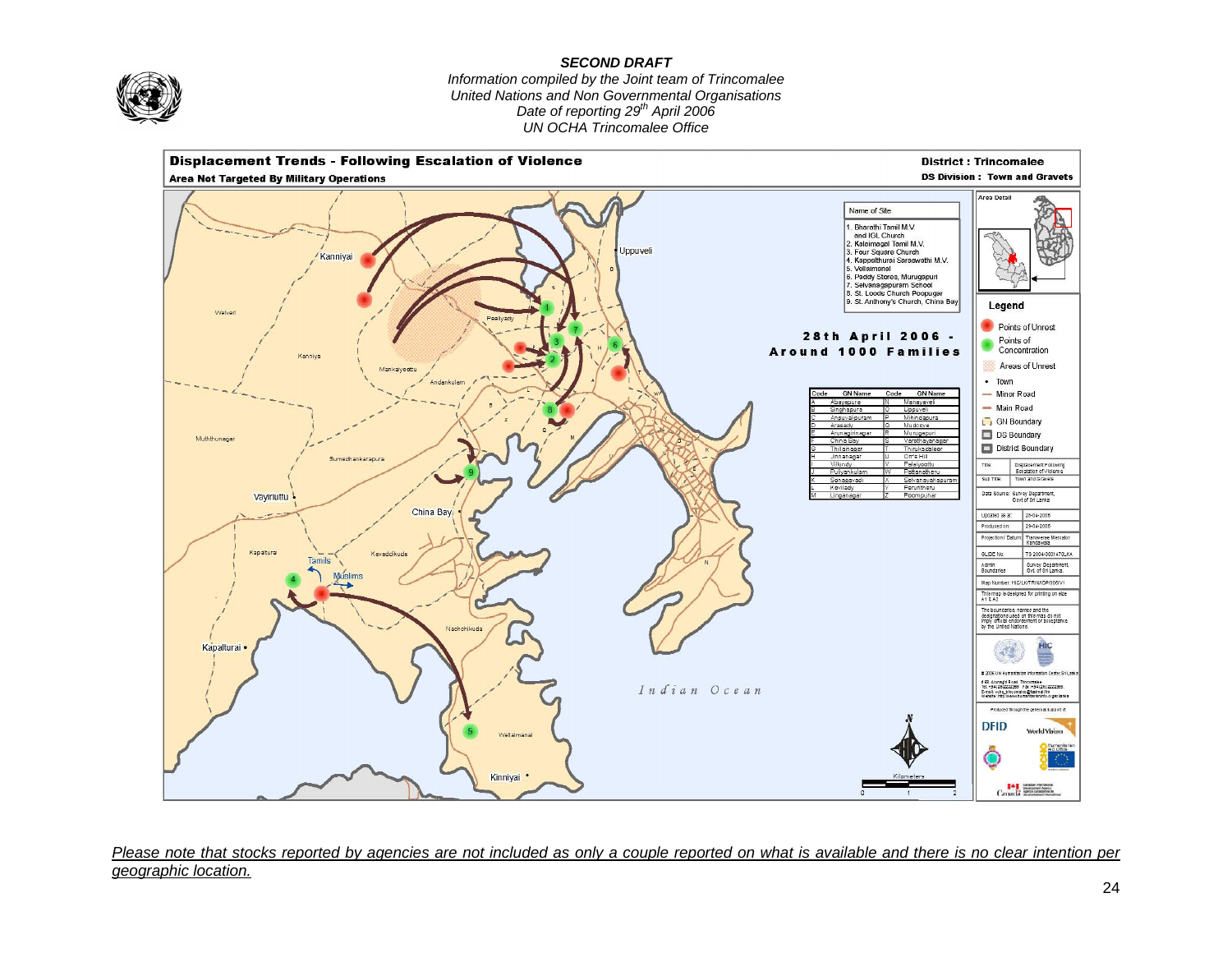***SECOND DRAFT***
*Information compiled by the Joint team of Trincomalee United Nations and Non Governmental Organisations*
*Date of reporting 29th April 2006*
*UN OCHA Trincomalee Office*

**Displacement Trends - Following Escalation of Violence**
**Area Not Targeted By Military Operations**

**District : Trincomalee**
**DS Division : Town and Gravets**

**28th April 2006 - Around 1000 Families**

Name of Site

1. Bharathi Tamil M.V. and IGL Church
2. Kaleimagal Tamil M.V.
3. Four Square Church
4. Kappalthurai Saraswathi M.V.
5. Vellaimanal
6. Paddy Stores, Murugapuri
7. Selvanagapuram School
8. St. Loods Church Poopugar
9. St. Anthony's Church, China Bay

| Code | GN Name | Code | GN Name |
|---|---|---|---|
| A | Abayapura | N | Manayaveli |
| B | Singhapura | O | Uppuveli |
| C | Anpuvalipuram | P | Mihindapura |
| D | Arasady | Q | Mudcove |
| E | Arunagirinagar | R | Murugapuri |
| F | China Bay | S | Varothayanagar |
| G | Thillainagar | T | Thirukadaloor |
| H | Jinnanagar | U | Orr's Hill |
| I | Villundy | V | Palaiyoothu |
| J | Puliyankulam | W | Pattanatheru |
| K | Sonagavadi | X | Selvanayahapuram |
| L | Kovilady | Y | Peruntheru |
| M | Linganagar | Z | Poompuhar |

Legend: Points of Unrest; Points of Concentration; Areas of Unrest; Town; Minor Road; Main Road; GN Boundary; DS Boundary; District Boundary

Title: Displacement Following Escalation of Violence
Sub Title: Town and Gravets
Data Source: Survey Department, Govt of Sri Lanka
Updated as at: 28-04-2006
Produced on: 29-04-2006
Projection/ Datum: Transverse Mercator Kandawala
GLIDE No: TS 2004-000147-LKA
Admin Boundaries: Survey Department, Govt. of Sri Lanka.
Map Number: HIC/LK/TRIM/DP/006/V1

This map is designed for printing on size A1 & A2

The boundaries, names and the designations used on this map do not imply official endorsement or acceptance by the United Nations.

Produced through the generous support of: DFID, World Vision, Humanitarian Aid Office (ECHO), Canada

<u>*Please note that stocks reported by agencies are not included as only a couple reported on what is available and there is no clear intention per geographic location.*</u>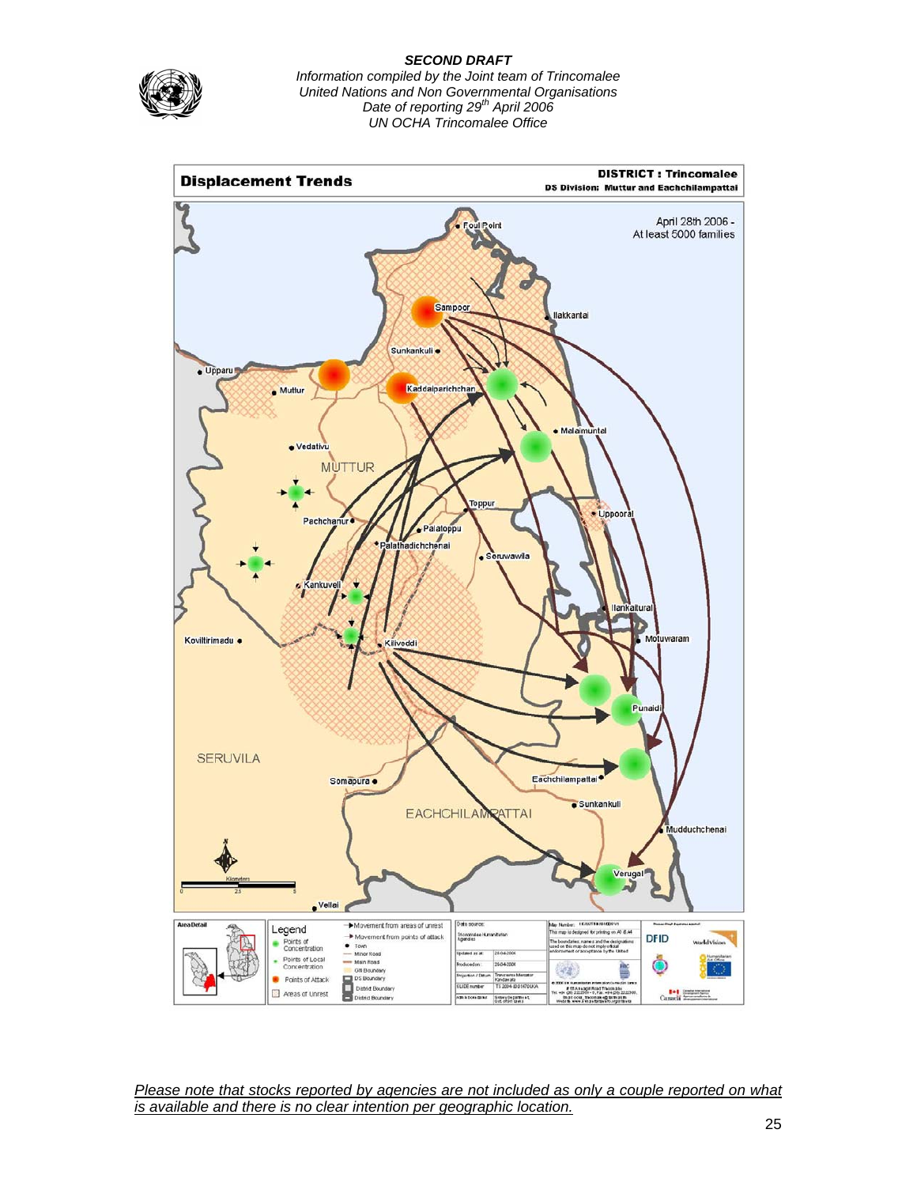***SECOND DRAFT***
*Information compiled by the Joint team of Trincomalee*
*United Nations and Non Governmental Organisations*
*Date of reporting 29th April 2006*
*UN OCHA Trincomalee Office*

**Displacement Trends**

**DISTRICT : Trincomalee**
**DS Division: Muttur and Eachchilampattai**

April 28th 2006 -
At least 5000 families

Foul Point
Sampoor
Ilakkantai
Sunkankuli
Upparu
Muttur
Kaddaiparichchan
Malaimuntal
Vedativu
MUTTUR
Toppur
Uppooral
Pachchanur
Palatoppu
Palathadichchenai
Seruwawila
Kankuveli
Ilankaitural
Kiliveddi
Koviltirimadu
Motuwaram
Punaidi
SERUVILA
Somapura
Eachchilampattai
Sunkankuli
EACHCHILAMPATTAI
Mudduchchenai
Verugal
Vellai

Legend
Points of Concentration
Points of Local Concentration
Points of Attack
Areas of Unrest
Movement from areas of unrest
Movement from points of attack
Town
Minor Road
Main Road
GN Boundary
DS Boundary
District Boundary

<u>*Please note that stocks reported by agencies are not included as only a couple reported on what is available and there is no clear intention per geographic location.*</u>